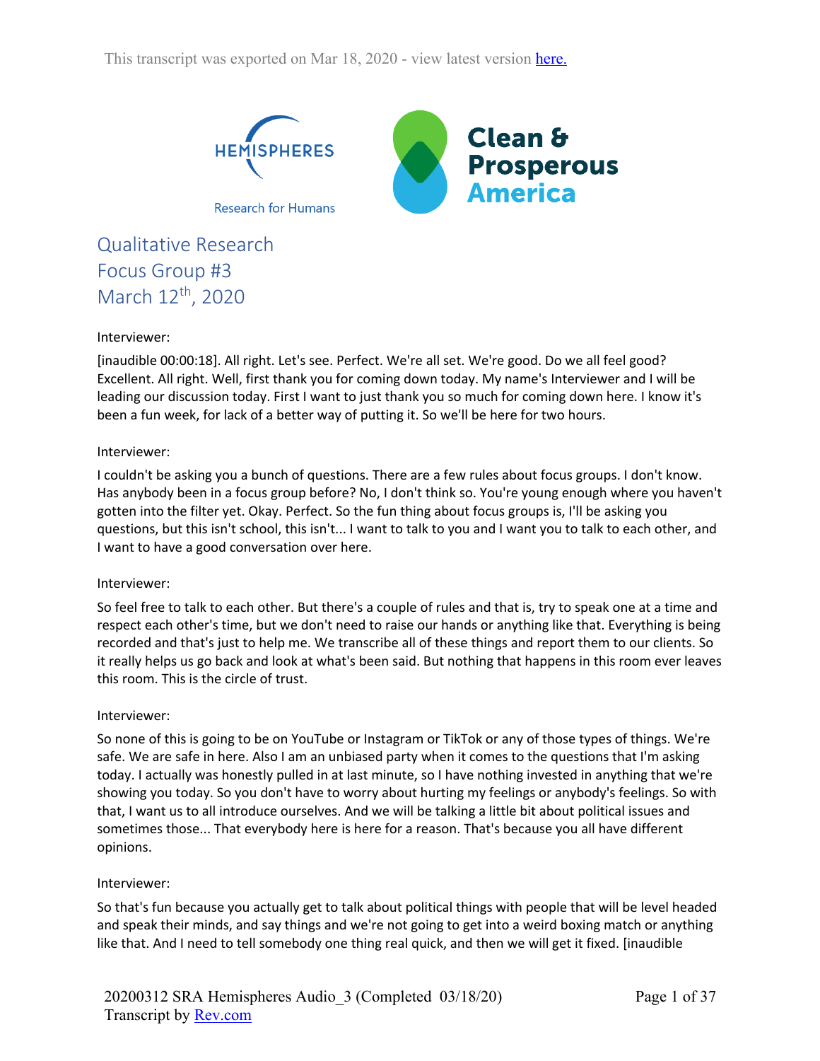This transcript was exported on Mar 18, 2020 - view latest version here.

HEMISPHERES

Research for Humans

Clean & Prosperous America

# Qualitative Research
## Focus Group #3
## March 12th, 2020

Interviewer:

[inaudible 00:00:18]. All right. Let's see. Perfect. We're all set. We're good. Do we all feel good? Excellent. All right. Well, first thank you for coming down today. My name's Interviewer and I will be leading our discussion today. First I want to just thank you so much for coming down here. I know it's been a fun week, for lack of a better way of putting it. So we'll be here for two hours.

Interviewer:

I couldn't be asking you a bunch of questions. There are a few rules about focus groups. I don't know. Has anybody been in a focus group before? No, I don't think so. You're young enough where you haven't gotten into the filter yet. Okay. Perfect. So the fun thing about focus groups is, I'll be asking you questions, but this isn't school, this isn't... I want to talk to you and I want you to talk to each other, and I want to have a good conversation over here.

Interviewer:

So feel free to talk to each other. But there's a couple of rules and that is, try to speak one at a time and respect each other's time, but we don't need to raise our hands or anything like that. Everything is being recorded and that's just to help me. We transcribe all of these things and report them to our clients. So it really helps us go back and look at what's been said. But nothing that happens in this room ever leaves this room. This is the circle of trust.

Interviewer:

So none of this is going to be on YouTube or Instagram or TikTok or any of those types of things. We're safe. We are safe in here. Also I am an unbiased party when it comes to the questions that I'm asking today. I actually was honestly pulled in at last minute, so I have nothing invested in anything that we're showing you today. So you don't have to worry about hurting my feelings or anybody's feelings. So with that, I want us to all introduce ourselves. And we will be talking a little bit about political issues and sometimes those... That everybody here is here for a reason. That's because you all have different opinions.

Interviewer:

So that's fun because you actually get to talk about political things with people that will be level headed and speak their minds, and say things and we're not going to get into a weird boxing match or anything like that. And I need to tell somebody one thing real quick, and then we will get it fixed. [inaudible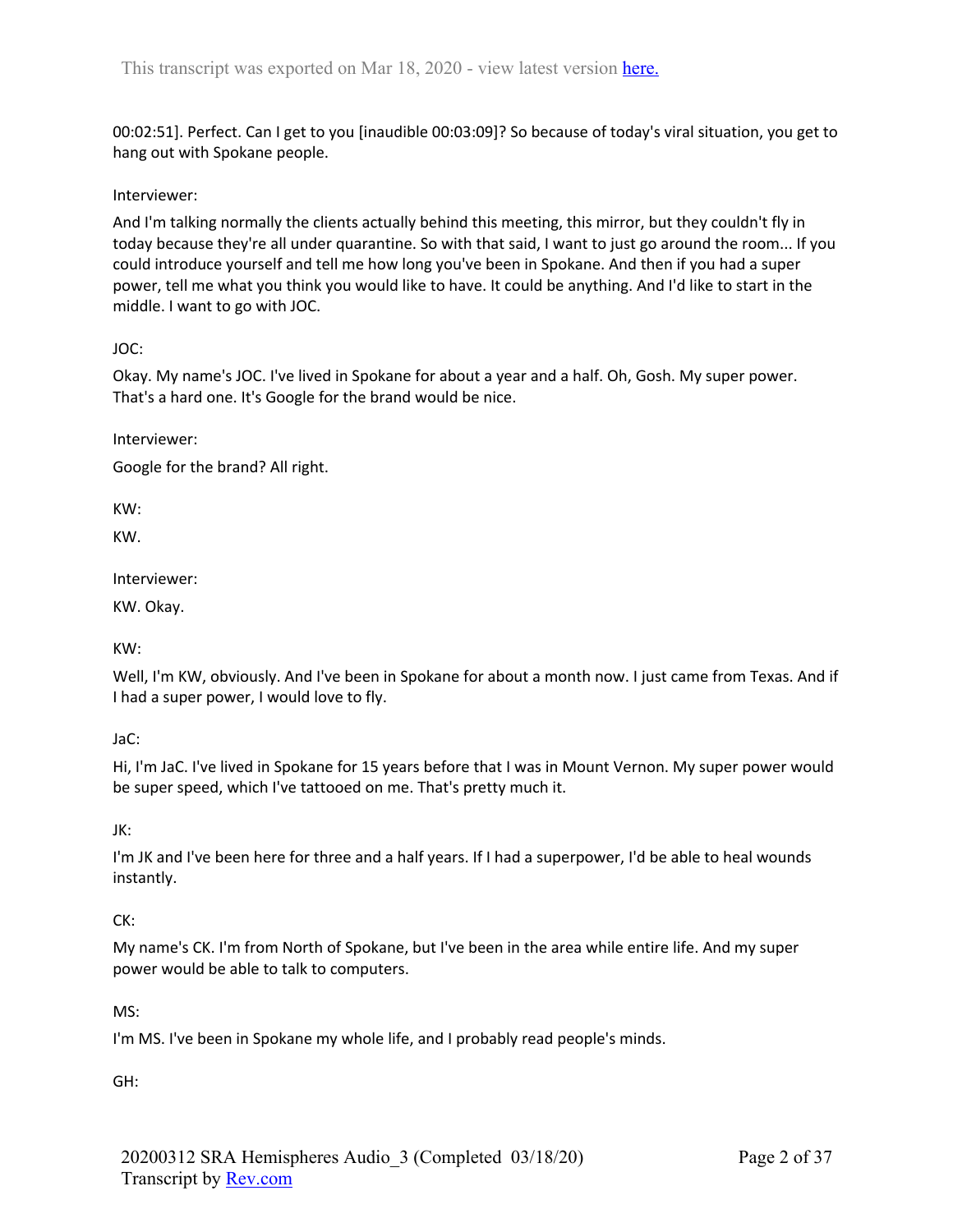00:02:51]. Perfect. Can I get to you [inaudible 00:03:09]? So because of today's viral situation, you get to hang out with Spokane people.

Interviewer:

And I'm talking normally the clients actually behind this meeting, this mirror, but they couldn't fly in today because they're all under quarantine. So with that said, I want to just go around the room... If you could introduce yourself and tell me how long you've been in Spokane. And then if you had a super power, tell me what you think you would like to have. It could be anything. And I'd like to start in the middle. I want to go with JOC.

JOC:

Okay. My name's JOC. I've lived in Spokane for about a year and a half. Oh, Gosh. My super power. That's a hard one. It's Google for the brand would be nice.

Interviewer:

Google for the brand? All right.

KW:

KW.

Interviewer:

KW. Okay.

KW:

Well, I'm KW, obviously. And I've been in Spokane for about a month now. I just came from Texas. And if I had a super power, I would love to fly.

JaC:

Hi, I'm JaC. I've lived in Spokane for 15 years before that I was in Mount Vernon. My super power would be super speed, which I've tattooed on me. That's pretty much it.

JK:

I'm JK and I've been here for three and a half years. If I had a superpower, I'd be able to heal wounds instantly.

CK:

My name's CK. I'm from North of Spokane, but I've been in the area while entire life. And my super power would be able to talk to computers.

MS:

I'm MS. I've been in Spokane my whole life, and I probably read people's minds.

GH: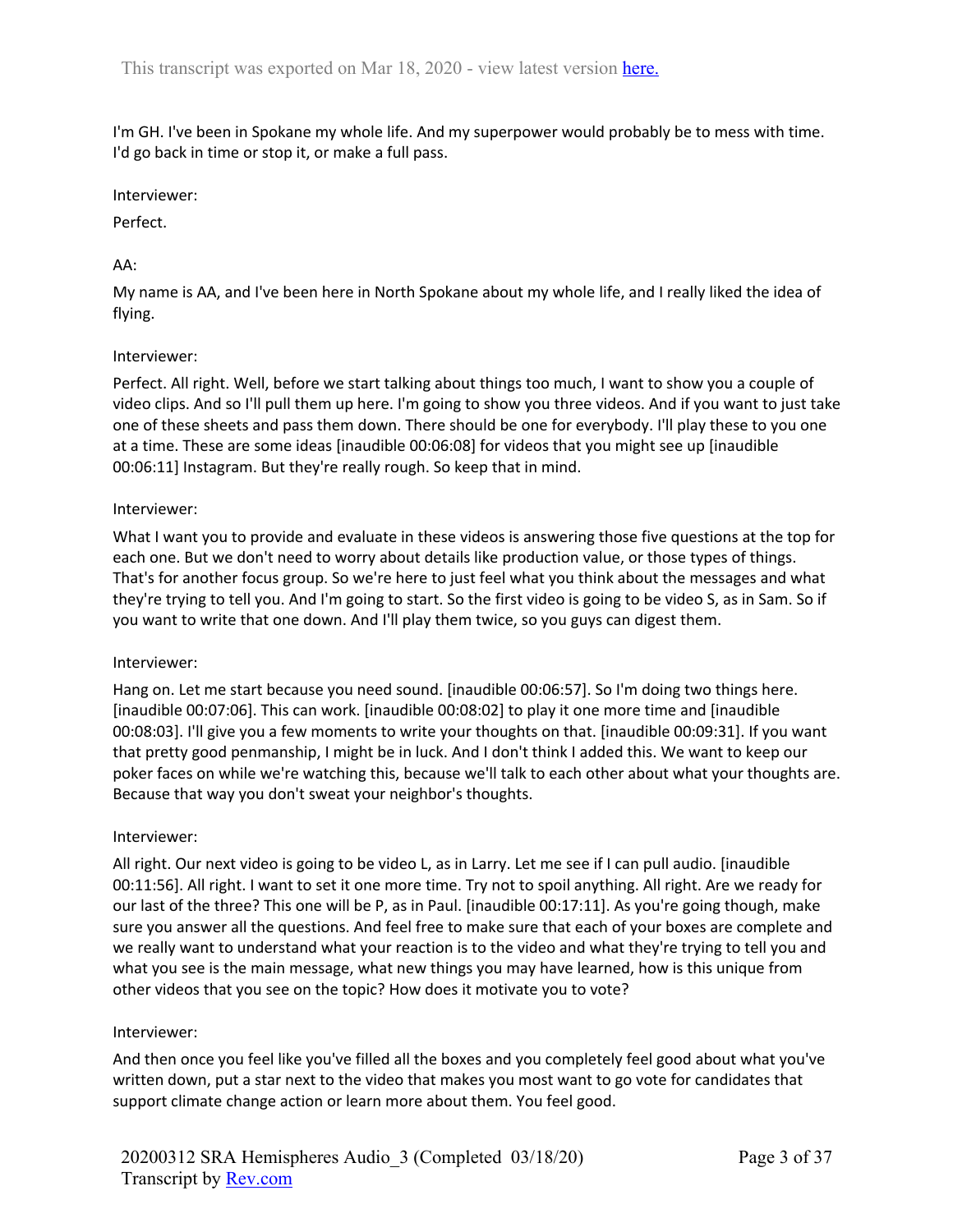I'm GH. I've been in Spokane my whole life. And my superpower would probably be to mess with time. I'd go back in time or stop it, or make a full pass.

Interviewer:

Perfect.

AA:

My name is AA, and I've been here in North Spokane about my whole life, and I really liked the idea of flying.

Interviewer:

Perfect. All right. Well, before we start talking about things too much, I want to show you a couple of video clips. And so I'll pull them up here. I'm going to show you three videos. And if you want to just take one of these sheets and pass them down. There should be one for everybody. I'll play these to you one at a time. These are some ideas [inaudible 00:06:08] for videos that you might see up [inaudible 00:06:11] Instagram. But they're really rough. So keep that in mind.

Interviewer:

What I want you to provide and evaluate in these videos is answering those five questions at the top for each one. But we don't need to worry about details like production value, or those types of things. That's for another focus group. So we're here to just feel what you think about the messages and what they're trying to tell you. And I'm going to start. So the first video is going to be video S, as in Sam. So if you want to write that one down. And I'll play them twice, so you guys can digest them.

Interviewer:

Hang on. Let me start because you need sound. [inaudible 00:06:57]. So I'm doing two things here. [inaudible 00:07:06]. This can work. [inaudible 00:08:02] to play it one more time and [inaudible 00:08:03]. I'll give you a few moments to write your thoughts on that. [inaudible 00:09:31]. If you want that pretty good penmanship, I might be in luck. And I don't think I added this. We want to keep our poker faces on while we're watching this, because we'll talk to each other about what your thoughts are. Because that way you don't sweat your neighbor's thoughts.

Interviewer:

All right. Our next video is going to be video L, as in Larry. Let me see if I can pull audio. [inaudible 00:11:56]. All right. I want to set it one more time. Try not to spoil anything. All right. Are we ready for our last of the three? This one will be P, as in Paul. [inaudible 00:17:11]. As you're going though, make sure you answer all the questions. And feel free to make sure that each of your boxes are complete and we really want to understand what your reaction is to the video and what they're trying to tell you and what you see is the main message, what new things you may have learned, how is this unique from other videos that you see on the topic? How does it motivate you to vote?

Interviewer:

And then once you feel like you've filled all the boxes and you completely feel good about what you've written down, put a star next to the video that makes you most want to go vote for candidates that support climate change action or learn more about them. You feel good.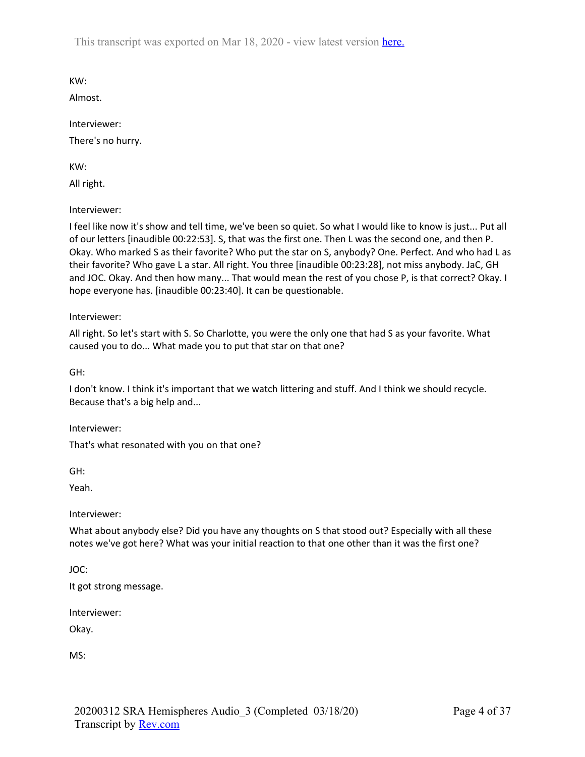KW:

Almost.

Interviewer:

There's no hurry.

KW:

All right.

Interviewer:

I feel like now it's show and tell time, we've been so quiet. So what I would like to know is just... Put all of our letters [inaudible 00:22:53]. S, that was the first one. Then L was the second one, and then P. Okay. Who marked S as their favorite? Who put the star on S, anybody? One. Perfect. And who had L as their favorite? Who gave L a star. All right. You three [inaudible 00:23:28], not miss anybody. JaC, GH and JOC. Okay. And then how many... That would mean the rest of you chose P, is that correct? Okay. I hope everyone has. [inaudible 00:23:40]. It can be questionable.

Interviewer:

All right. So let's start with S. So Charlotte, you were the only one that had S as your favorite. What caused you to do... What made you to put that star on that one?

GH:

I don't know. I think it's important that we watch littering and stuff. And I think we should recycle. Because that's a big help and...

Interviewer:

That's what resonated with you on that one?

GH:

Yeah.

Interviewer:

What about anybody else? Did you have any thoughts on S that stood out? Especially with all these notes we've got here? What was your initial reaction to that one other than it was the first one?

JOC:

It got strong message.

Interviewer:

Okay.

MS: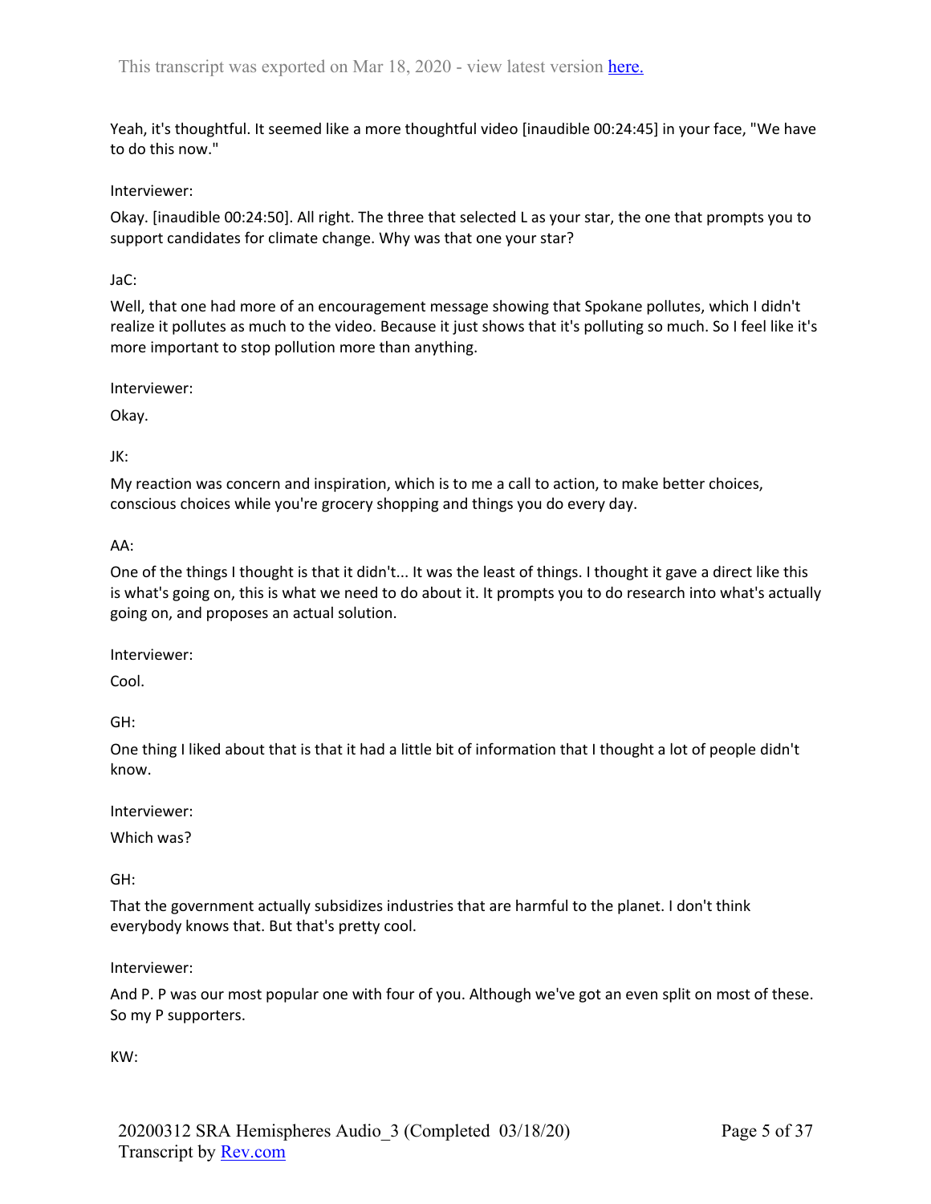Yeah, it's thoughtful. It seemed like a more thoughtful video [inaudible 00:24:45] in your face, "We have to do this now."

Interviewer:

Okay. [inaudible 00:24:50]. All right. The three that selected L as your star, the one that prompts you to support candidates for climate change. Why was that one your star?

JaC:

Well, that one had more of an encouragement message showing that Spokane pollutes, which I didn't realize it pollutes as much to the video. Because it just shows that it's polluting so much. So I feel like it's more important to stop pollution more than anything.

Interviewer:

Okay.

JK:

My reaction was concern and inspiration, which is to me a call to action, to make better choices, conscious choices while you're grocery shopping and things you do every day.

AA:

One of the things I thought is that it didn't... It was the least of things. I thought it gave a direct like this is what's going on, this is what we need to do about it. It prompts you to do research into what's actually going on, and proposes an actual solution.

Interviewer:

Cool.

GH:

One thing I liked about that is that it had a little bit of information that I thought a lot of people didn't know.

Interviewer:

Which was?

GH:

That the government actually subsidizes industries that are harmful to the planet. I don't think everybody knows that. But that's pretty cool.

Interviewer:

And P. P was our most popular one with four of you. Although we've got an even split on most of these. So my P supporters.

KW: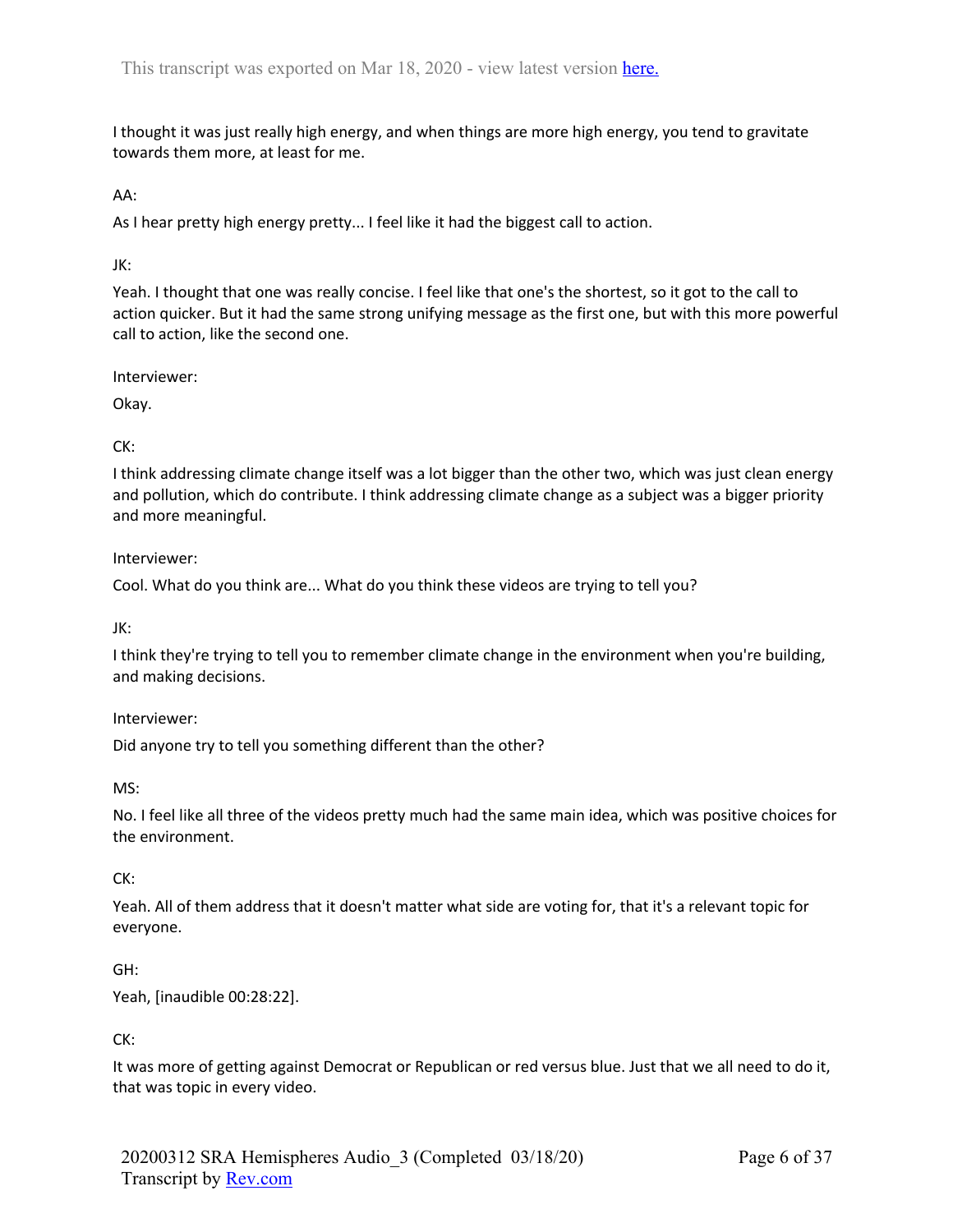I thought it was just really high energy, and when things are more high energy, you tend to gravitate towards them more, at least for me.

AA:

As I hear pretty high energy pretty... I feel like it had the biggest call to action.

JK:

Yeah. I thought that one was really concise. I feel like that one's the shortest, so it got to the call to action quicker. But it had the same strong unifying message as the first one, but with this more powerful call to action, like the second one.

Interviewer:

Okay.

CK:

I think addressing climate change itself was a lot bigger than the other two, which was just clean energy and pollution, which do contribute. I think addressing climate change as a subject was a bigger priority and more meaningful.

Interviewer:

Cool. What do you think are... What do you think these videos are trying to tell you?

JK:

I think they're trying to tell you to remember climate change in the environment when you're building, and making decisions.

Interviewer:

Did anyone try to tell you something different than the other?

MS:

No. I feel like all three of the videos pretty much had the same main idea, which was positive choices for the environment.

CK:

Yeah. All of them address that it doesn't matter what side are voting for, that it's a relevant topic for everyone.

GH:

Yeah, [inaudible 00:28:22].

CK:

It was more of getting against Democrat or Republican or red versus blue. Just that we all need to do it, that was topic in every video.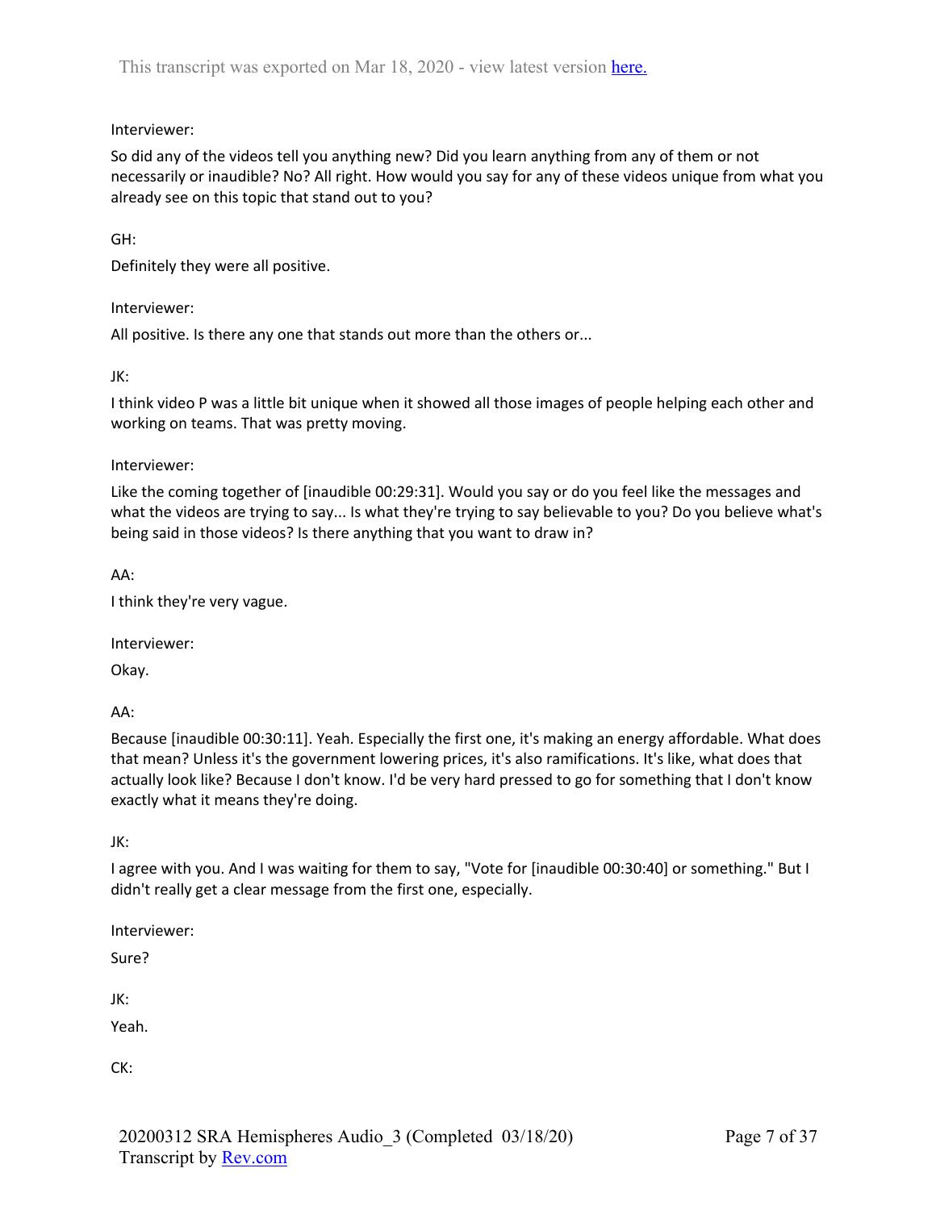Interviewer:

So did any of the videos tell you anything new? Did you learn anything from any of them or not necessarily or inaudible? No? All right. How would you say for any of these videos unique from what you already see on this topic that stand out to you?

GH:

Definitely they were all positive.

Interviewer:

All positive. Is there any one that stands out more than the others or...

JK:

I think video P was a little bit unique when it showed all those images of people helping each other and working on teams. That was pretty moving.

Interviewer:

Like the coming together of [inaudible 00:29:31]. Would you say or do you feel like the messages and what the videos are trying to say... Is what they're trying to say believable to you? Do you believe what's being said in those videos? Is there anything that you want to draw in?

AA:

I think they're very vague.

Interviewer:

Okay.

AA:

Because [inaudible 00:30:11]. Yeah. Especially the first one, it's making an energy affordable. What does that mean? Unless it's the government lowering prices, it's also ramifications. It's like, what does that actually look like? Because I don't know. I'd be very hard pressed to go for something that I don't know exactly what it means they're doing.

JK:

I agree with you. And I was waiting for them to say, "Vote for [inaudible 00:30:40] or something." But I didn't really get a clear message from the first one, especially.

Interviewer:

Sure?

JK:

Yeah.

CK: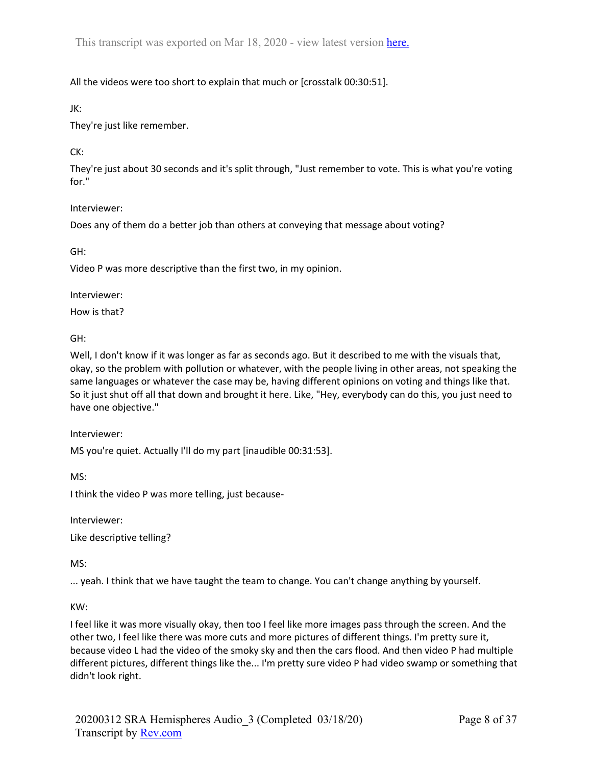All the videos were too short to explain that much or [crosstalk 00:30:51].

JK:

They're just like remember.

CK:

They're just about 30 seconds and it's split through, "Just remember to vote. This is what you're voting for."

Interviewer:

Does any of them do a better job than others at conveying that message about voting?

GH:

Video P was more descriptive than the first two, in my opinion.

Interviewer:

How is that?

GH:

Well, I don't know if it was longer as far as seconds ago. But it described to me with the visuals that, okay, so the problem with pollution or whatever, with the people living in other areas, not speaking the same languages or whatever the case may be, having different opinions on voting and things like that. So it just shut off all that down and brought it here. Like, "Hey, everybody can do this, you just need to have one objective."

Interviewer:

MS you're quiet. Actually I'll do my part [inaudible 00:31:53].

MS:

I think the video P was more telling, just because-

Interviewer:

Like descriptive telling?

MS:

... yeah. I think that we have taught the team to change. You can't change anything by yourself.

KW:

I feel like it was more visually okay, then too I feel like more images pass through the screen. And the other two, I feel like there was more cuts and more pictures of different things. I'm pretty sure it, because video L had the video of the smoky sky and then the cars flood. And then video P had multiple different pictures, different things like the... I'm pretty sure video P had video swamp or something that didn't look right.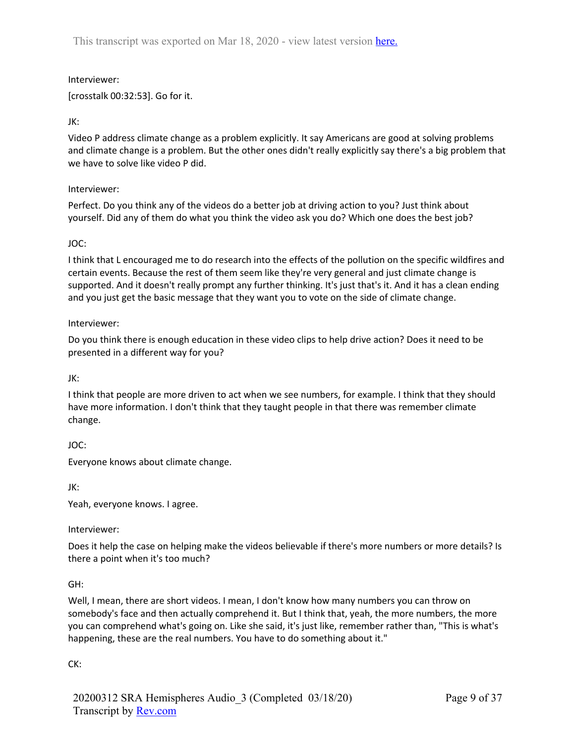Interviewer:

[crosstalk 00:32:53]. Go for it.

JK:

Video P address climate change as a problem explicitly. It say Americans are good at solving problems and climate change is a problem. But the other ones didn't really explicitly say there's a big problem that we have to solve like video P did.

Interviewer:

Perfect. Do you think any of the videos do a better job at driving action to you? Just think about yourself. Did any of them do what you think the video ask you do? Which one does the best job?

JOC:

I think that L encouraged me to do research into the effects of the pollution on the specific wildfires and certain events. Because the rest of them seem like they're very general and just climate change is supported. And it doesn't really prompt any further thinking. It's just that's it. And it has a clean ending and you just get the basic message that they want you to vote on the side of climate change.

Interviewer:

Do you think there is enough education in these video clips to help drive action? Does it need to be presented in a different way for you?

JK:

I think that people are more driven to act when we see numbers, for example. I think that they should have more information. I don't think that they taught people in that there was remember climate change.

JOC:

Everyone knows about climate change.

JK:

Yeah, everyone knows. I agree.

Interviewer:

Does it help the case on helping make the videos believable if there's more numbers or more details? Is there a point when it's too much?

GH:

Well, I mean, there are short videos. I mean, I don't know how many numbers you can throw on somebody's face and then actually comprehend it. But I think that, yeah, the more numbers, the more you can comprehend what's going on. Like she said, it's just like, remember rather than, "This is what's happening, these are the real numbers. You have to do something about it."

CK: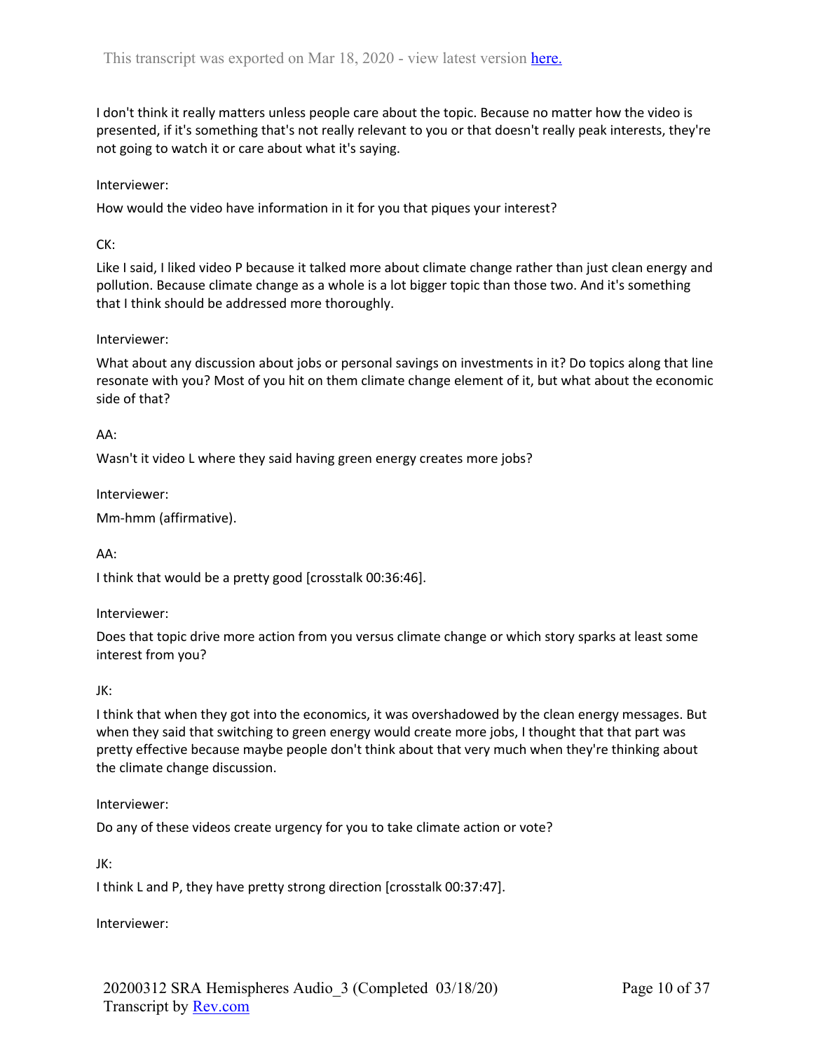I don't think it really matters unless people care about the topic. Because no matter how the video is presented, if it's something that's not really relevant to you or that doesn't really peak interests, they're not going to watch it or care about what it's saying.

Interviewer:

How would the video have information in it for you that piques your interest?

CK:

Like I said, I liked video P because it talked more about climate change rather than just clean energy and pollution. Because climate change as a whole is a lot bigger topic than those two. And it's something that I think should be addressed more thoroughly.

Interviewer:

What about any discussion about jobs or personal savings on investments in it? Do topics along that line resonate with you? Most of you hit on them climate change element of it, but what about the economic side of that?

AA:

Wasn't it video L where they said having green energy creates more jobs?

Interviewer:

Mm-hmm (affirmative).

AA:

I think that would be a pretty good [crosstalk 00:36:46].

Interviewer:

Does that topic drive more action from you versus climate change or which story sparks at least some interest from you?

JK:

I think that when they got into the economics, it was overshadowed by the clean energy messages. But when they said that switching to green energy would create more jobs, I thought that that part was pretty effective because maybe people don't think about that very much when they're thinking about the climate change discussion.

Interviewer:

Do any of these videos create urgency for you to take climate action or vote?

JK:

I think L and P, they have pretty strong direction [crosstalk 00:37:47].

Interviewer: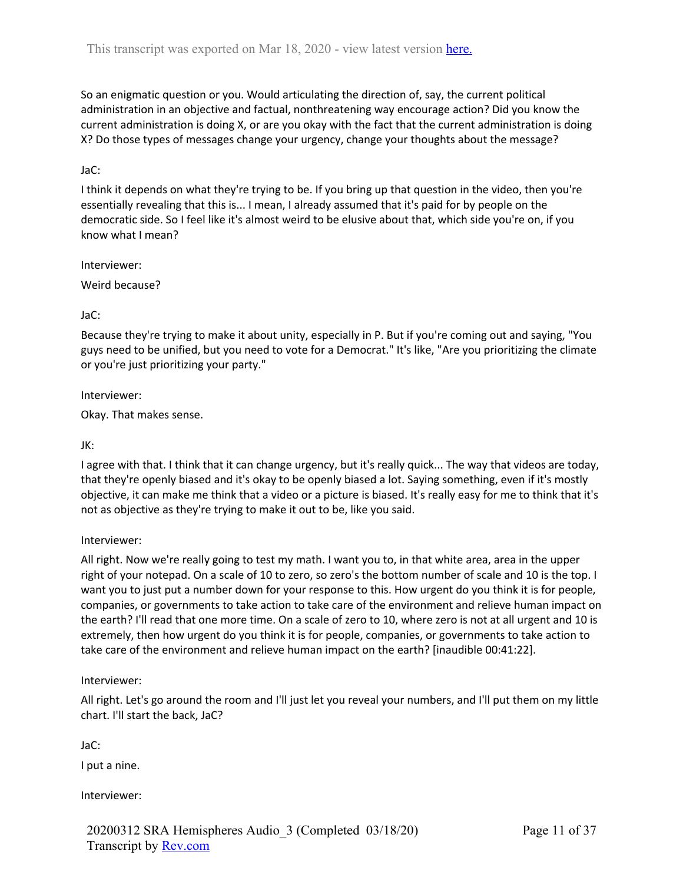So an enigmatic question or you. Would articulating the direction of, say, the current political administration in an objective and factual, nonthreatening way encourage action? Did you know the current administration is doing X, or are you okay with the fact that the current administration is doing X? Do those types of messages change your urgency, change your thoughts about the message?

JaC:

I think it depends on what they're trying to be. If you bring up that question in the video, then you're essentially revealing that this is... I mean, I already assumed that it's paid for by people on the democratic side. So I feel like it's almost weird to be elusive about that, which side you're on, if you know what I mean?

Interviewer:

Weird because?

JaC:

Because they're trying to make it about unity, especially in P. But if you're coming out and saying, "You guys need to be unified, but you need to vote for a Democrat." It's like, "Are you prioritizing the climate or you're just prioritizing your party."

Interviewer:

Okay. That makes sense.

JK:

I agree with that. I think that it can change urgency, but it's really quick... The way that videos are today, that they're openly biased and it's okay to be openly biased a lot. Saying something, even if it's mostly objective, it can make me think that a video or a picture is biased. It's really easy for me to think that it's not as objective as they're trying to make it out to be, like you said.

Interviewer:

All right. Now we're really going to test my math. I want you to, in that white area, area in the upper right of your notepad. On a scale of 10 to zero, so zero's the bottom number of scale and 10 is the top. I want you to just put a number down for your response to this. How urgent do you think it is for people, companies, or governments to take action to take care of the environment and relieve human impact on the earth? I'll read that one more time. On a scale of zero to 10, where zero is not at all urgent and 10 is extremely, then how urgent do you think it is for people, companies, or governments to take action to take care of the environment and relieve human impact on the earth? [inaudible 00:41:22].

Interviewer:

All right. Let's go around the room and I'll just let you reveal your numbers, and I'll put them on my little chart. I'll start the back, JaC?

JaC:

I put a nine.

Interviewer: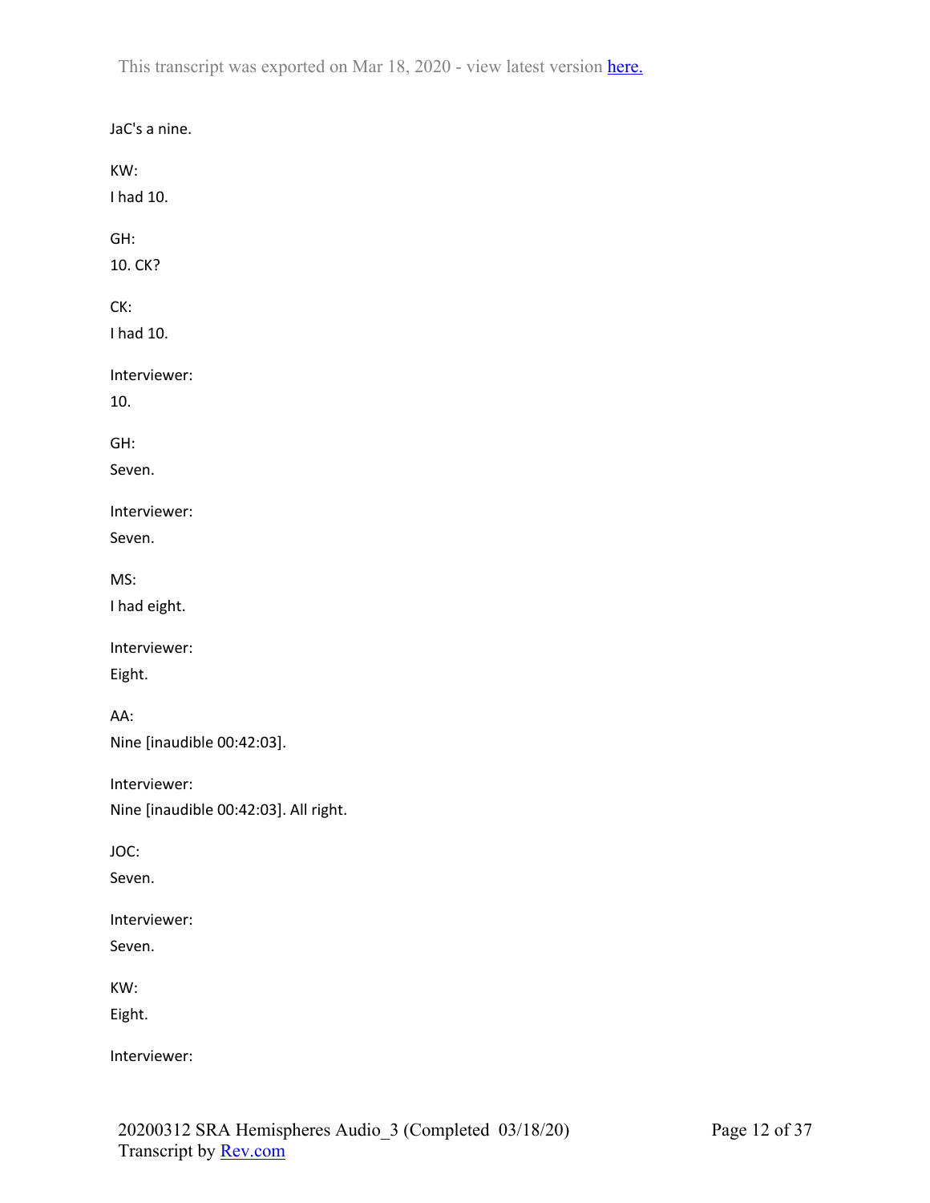JaC's a nine.

KW:

I had 10.

GH:

10. CK?

CK:

I had 10.

Interviewer:

10.

GH:

Seven.

Interviewer:

Seven.

MS:

I had eight.

Interviewer:

Eight.

AA:

Nine [inaudible 00:42:03].

Interviewer:

Nine [inaudible 00:42:03]. All right.

JOC:

Seven.

Interviewer:

Seven.

KW:

Eight.

Interviewer: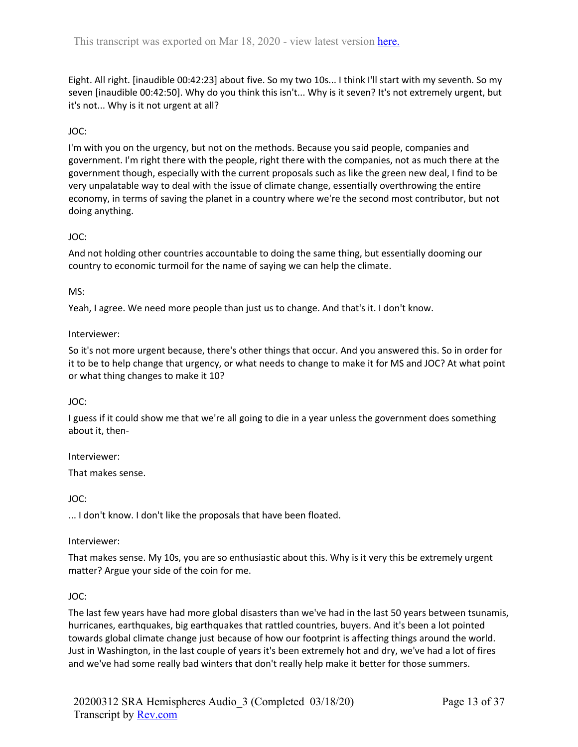Eight. All right. [inaudible 00:42:23] about five. So my two 10s... I think I'll start with my seventh. So my seven [inaudible 00:42:50]. Why do you think this isn't... Why is it seven? It's not extremely urgent, but it's not... Why is it not urgent at all?

JOC:

I'm with you on the urgency, but not on the methods. Because you said people, companies and government. I'm right there with the people, right there with the companies, not as much there at the government though, especially with the current proposals such as like the green new deal, I find to be very unpalatable way to deal with the issue of climate change, essentially overthrowing the entire economy, in terms of saving the planet in a country where we're the second most contributor, but not doing anything.

JOC:

And not holding other countries accountable to doing the same thing, but essentially dooming our country to economic turmoil for the name of saying we can help the climate.

MS:

Yeah, I agree. We need more people than just us to change. And that's it. I don't know.

Interviewer:

So it's not more urgent because, there's other things that occur. And you answered this. So in order for it to be to help change that urgency, or what needs to change to make it for MS and JOC? At what point or what thing changes to make it 10?

JOC:

I guess if it could show me that we're all going to die in a year unless the government does something about it, then-

Interviewer:

That makes sense.

JOC:

... I don't know. I don't like the proposals that have been floated.

Interviewer:

That makes sense. My 10s, you are so enthusiastic about this. Why is it very this be extremely urgent matter? Argue your side of the coin for me.

JOC:

The last few years have had more global disasters than we've had in the last 50 years between tsunamis, hurricanes, earthquakes, big earthquakes that rattled countries, buyers. And it's been a lot pointed towards global climate change just because of how our footprint is affecting things around the world. Just in Washington, in the last couple of years it's been extremely hot and dry, we've had a lot of fires and we've had some really bad winters that don't really help make it better for those summers.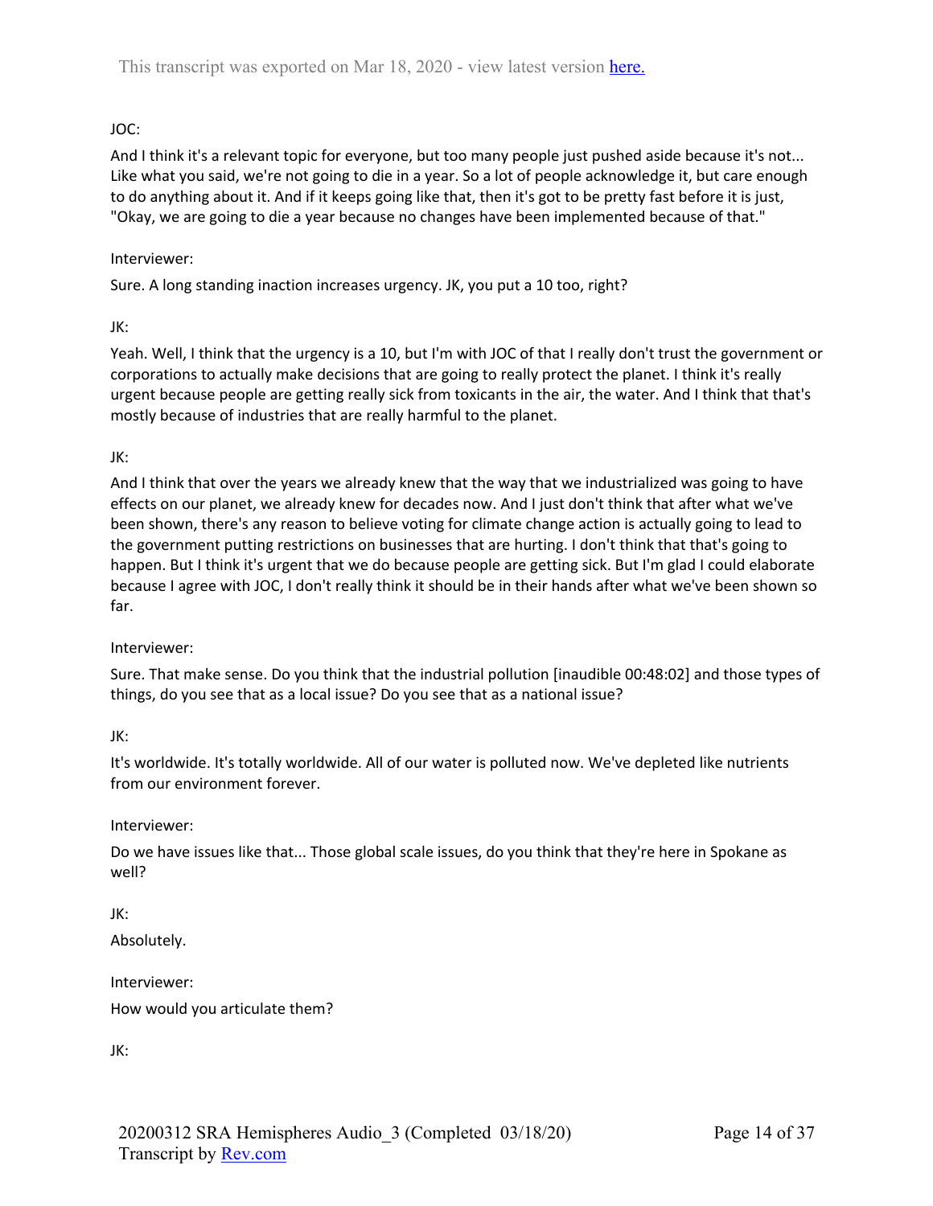JOC:

And I think it's a relevant topic for everyone, but too many people just pushed aside because it's not... Like what you said, we're not going to die in a year. So a lot of people acknowledge it, but care enough to do anything about it. And if it keeps going like that, then it's got to be pretty fast before it is just, "Okay, we are going to die a year because no changes have been implemented because of that."

Interviewer:

Sure. A long standing inaction increases urgency. JK, you put a 10 too, right?

JK:

Yeah. Well, I think that the urgency is a 10, but I'm with JOC of that I really don't trust the government or corporations to actually make decisions that are going to really protect the planet. I think it's really urgent because people are getting really sick from toxicants in the air, the water. And I think that that's mostly because of industries that are really harmful to the planet.

JK:

And I think that over the years we already knew that the way that we industrialized was going to have effects on our planet, we already knew for decades now. And I just don't think that after what we've been shown, there's any reason to believe voting for climate change action is actually going to lead to the government putting restrictions on businesses that are hurting. I don't think that that's going to happen. But I think it's urgent that we do because people are getting sick. But I'm glad I could elaborate because I agree with JOC, I don't really think it should be in their hands after what we've been shown so far.

Interviewer:

Sure. That make sense. Do you think that the industrial pollution [inaudible 00:48:02] and those types of things, do you see that as a local issue? Do you see that as a national issue?

JK:

It's worldwide. It's totally worldwide. All of our water is polluted now. We've depleted like nutrients from our environment forever.

Interviewer:

Do we have issues like that... Those global scale issues, do you think that they're here in Spokane as well?

JK:

Absolutely.

Interviewer:

How would you articulate them?

JK: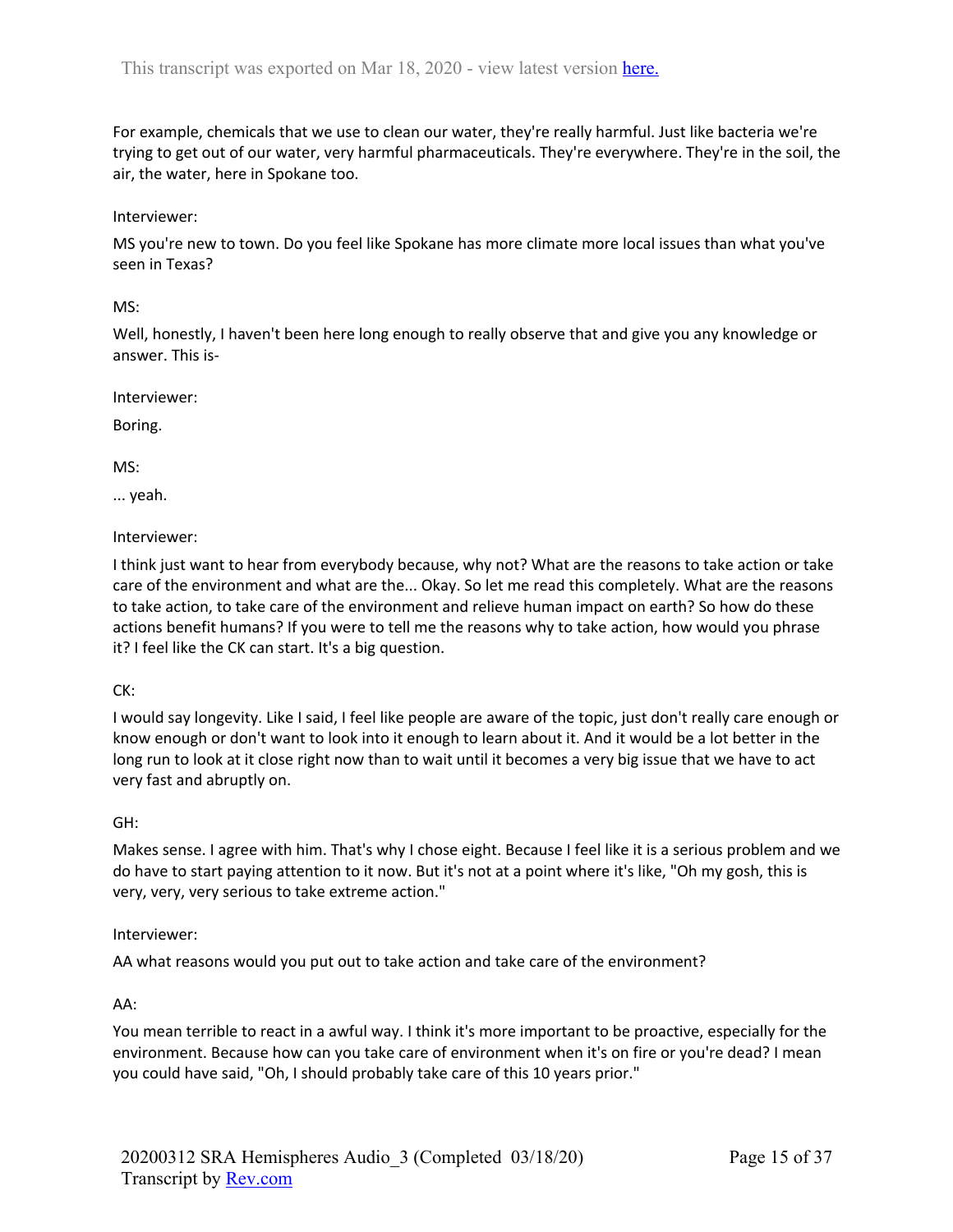For example, chemicals that we use to clean our water, they're really harmful. Just like bacteria we're trying to get out of our water, very harmful pharmaceuticals. They're everywhere. They're in the soil, the air, the water, here in Spokane too.

Interviewer:

MS you're new to town. Do you feel like Spokane has more climate more local issues than what you've seen in Texas?

MS:

Well, honestly, I haven't been here long enough to really observe that and give you any knowledge or answer. This is-

Interviewer:

Boring.

MS:

... yeah.

Interviewer:

I think just want to hear from everybody because, why not? What are the reasons to take action or take care of the environment and what are the... Okay. So let me read this completely. What are the reasons to take action, to take care of the environment and relieve human impact on earth? So how do these actions benefit humans? If you were to tell me the reasons why to take action, how would you phrase it? I feel like the CK can start. It's a big question.

CK:

I would say longevity. Like I said, I feel like people are aware of the topic, just don't really care enough or know enough or don't want to look into it enough to learn about it. And it would be a lot better in the long run to look at it close right now than to wait until it becomes a very big issue that we have to act very fast and abruptly on.

GH:

Makes sense. I agree with him. That's why I chose eight. Because I feel like it is a serious problem and we do have to start paying attention to it now. But it's not at a point where it's like, "Oh my gosh, this is very, very, very serious to take extreme action."

Interviewer:

AA what reasons would you put out to take action and take care of the environment?

AA:

You mean terrible to react in a awful way. I think it's more important to be proactive, especially for the environment. Because how can you take care of environment when it's on fire or you're dead? I mean you could have said, "Oh, I should probably take care of this 10 years prior."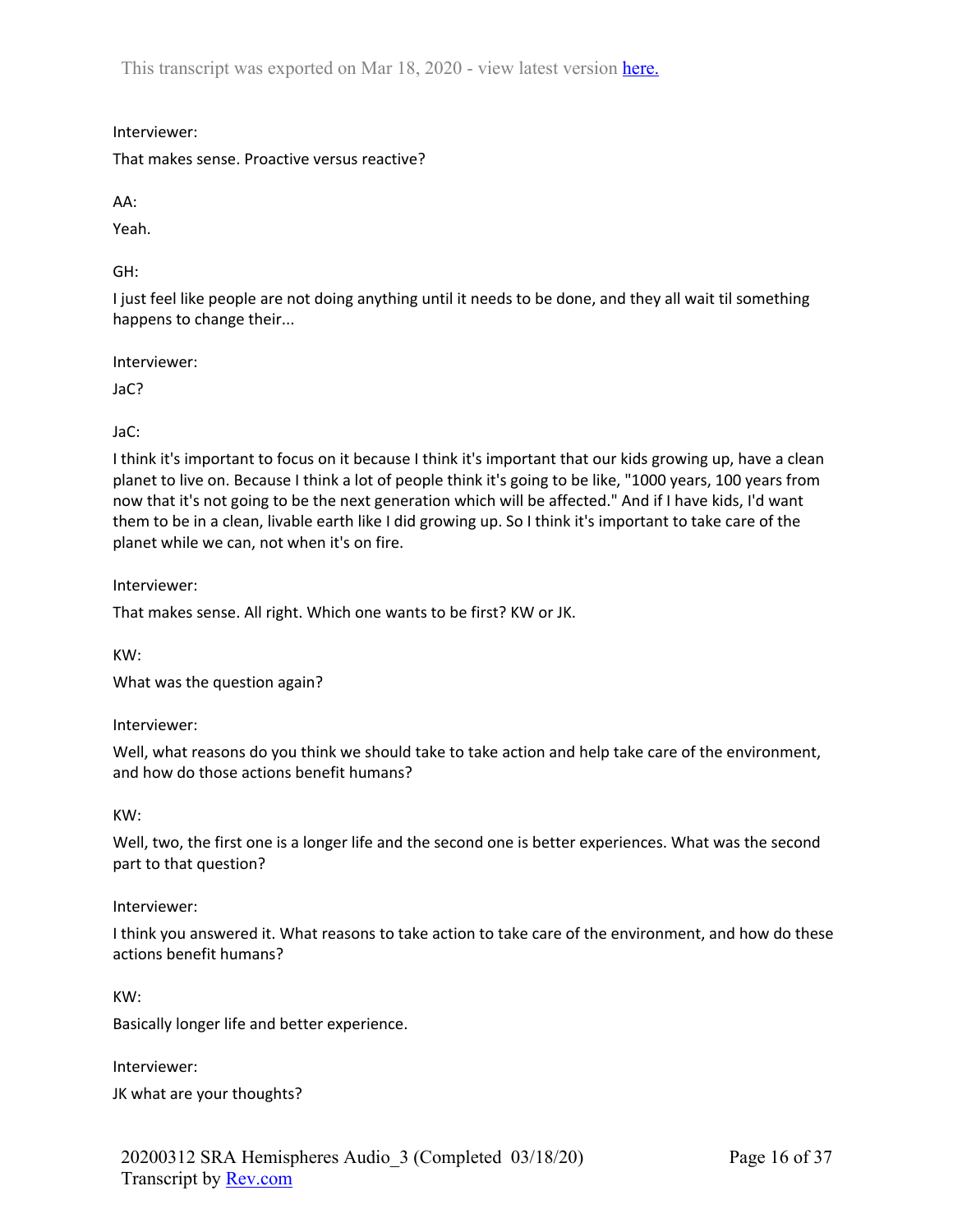Interviewer:

That makes sense. Proactive versus reactive?

AA:

Yeah.

GH:

I just feel like people are not doing anything until it needs to be done, and they all wait til something happens to change their...

Interviewer:

JaC?

JaC:

I think it's important to focus on it because I think it's important that our kids growing up, have a clean planet to live on. Because I think a lot of people think it's going to be like, "1000 years, 100 years from now that it's not going to be the next generation which will be affected." And if I have kids, I'd want them to be in a clean, livable earth like I did growing up. So I think it's important to take care of the planet while we can, not when it's on fire.

Interviewer:

That makes sense. All right. Which one wants to be first? KW or JK.

KW:

What was the question again?

Interviewer:

Well, what reasons do you think we should take to take action and help take care of the environment, and how do those actions benefit humans?

KW:

Well, two, the first one is a longer life and the second one is better experiences. What was the second part to that question?

Interviewer:

I think you answered it. What reasons to take action to take care of the environment, and how do these actions benefit humans?

KW:

Basically longer life and better experience.

Interviewer:

JK what are your thoughts?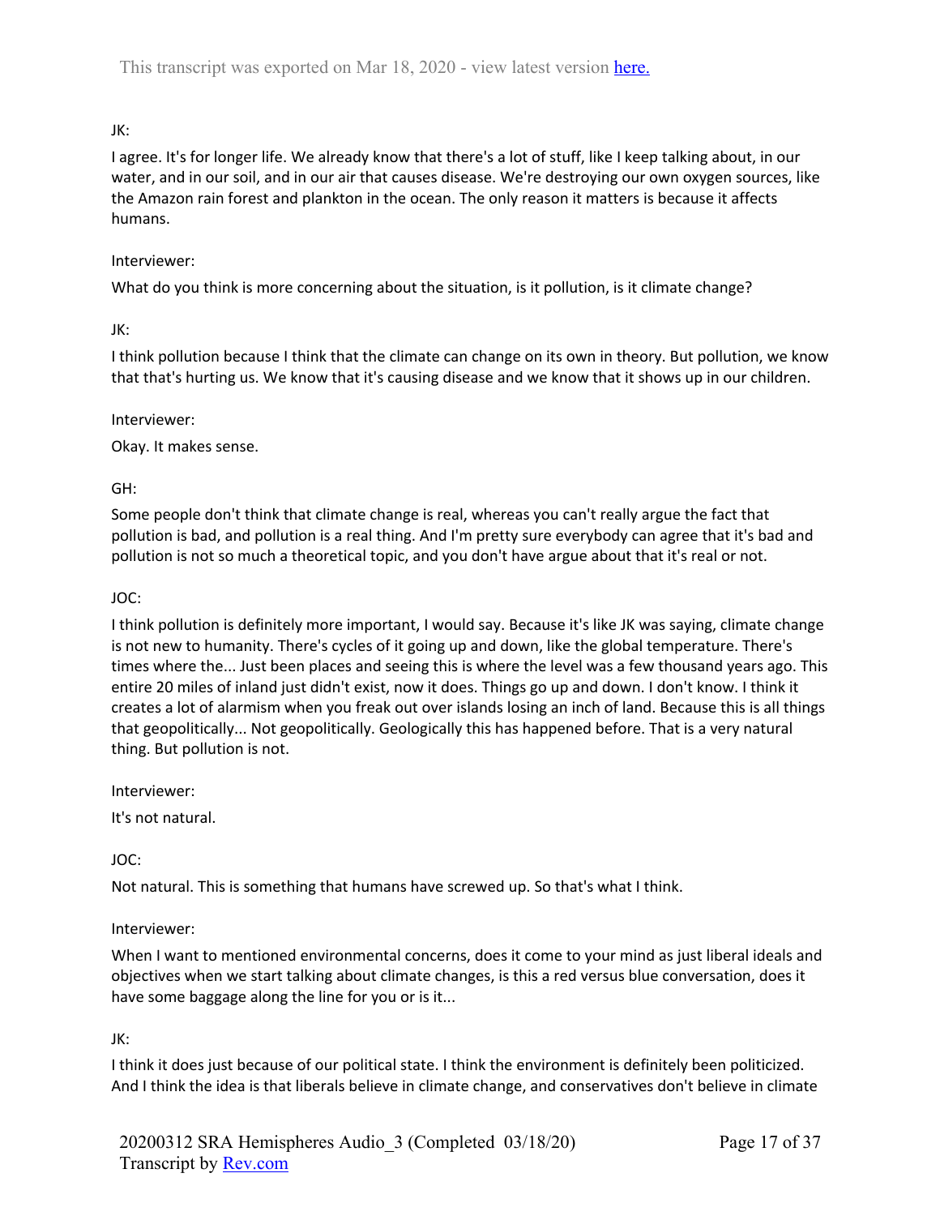JK:

I agree. It's for longer life. We already know that there's a lot of stuff, like I keep talking about, in our water, and in our soil, and in our air that causes disease. We're destroying our own oxygen sources, like the Amazon rain forest and plankton in the ocean. The only reason it matters is because it affects humans.

Interviewer:

What do you think is more concerning about the situation, is it pollution, is it climate change?

JK:

I think pollution because I think that the climate can change on its own in theory. But pollution, we know that that's hurting us. We know that it's causing disease and we know that it shows up in our children.

Interviewer:

Okay. It makes sense.

GH:

Some people don't think that climate change is real, whereas you can't really argue the fact that pollution is bad, and pollution is a real thing. And I'm pretty sure everybody can agree that it's bad and pollution is not so much a theoretical topic, and you don't have argue about that it's real or not.

JOC:

I think pollution is definitely more important, I would say. Because it's like JK was saying, climate change is not new to humanity. There's cycles of it going up and down, like the global temperature. There's times where the... Just been places and seeing this is where the level was a few thousand years ago. This entire 20 miles of inland just didn't exist, now it does. Things go up and down. I don't know. I think it creates a lot of alarmism when you freak out over islands losing an inch of land. Because this is all things that geopolitically... Not geopolitically. Geologically this has happened before. That is a very natural thing. But pollution is not.

Interviewer:

It's not natural.

JOC:

Not natural. This is something that humans have screwed up. So that's what I think.

Interviewer:

When I want to mentioned environmental concerns, does it come to your mind as just liberal ideals and objectives when we start talking about climate changes, is this a red versus blue conversation, does it have some baggage along the line for you or is it...

JK:

I think it does just because of our political state. I think the environment is definitely been politicized. And I think the idea is that liberals believe in climate change, and conservatives don't believe in climate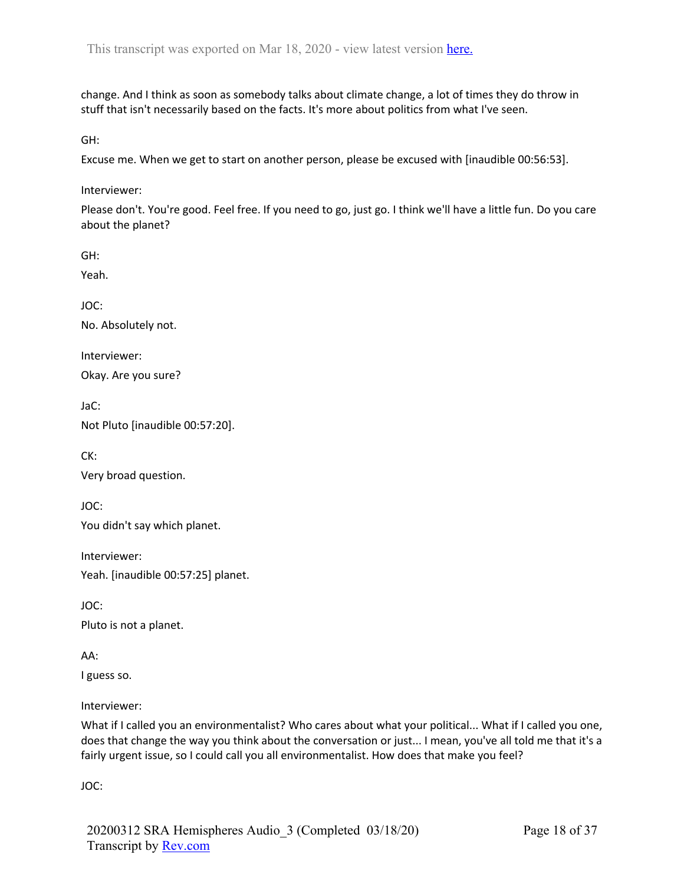change. And I think as soon as somebody talks about climate change, a lot of times they do throw in stuff that isn't necessarily based on the facts. It's more about politics from what I've seen.

GH:

Excuse me. When we get to start on another person, please be excused with [inaudible 00:56:53].

Interviewer:

Please don't. You're good. Feel free. If you need to go, just go. I think we'll have a little fun. Do you care about the planet?

GH:

Yeah.

JOC:

No. Absolutely not.

Interviewer:

Okay. Are you sure?

JaC:

Not Pluto [inaudible 00:57:20].

CK:

Very broad question.

JOC:

You didn't say which planet.

Interviewer:

Yeah. [inaudible 00:57:25] planet.

JOC:

Pluto is not a planet.

AA:

I guess so.

Interviewer:

What if I called you an environmentalist? Who cares about what your political... What if I called you one, does that change the way you think about the conversation or just... I mean, you've all told me that it's a fairly urgent issue, so I could call you all environmentalist. How does that make you feel?

JOC: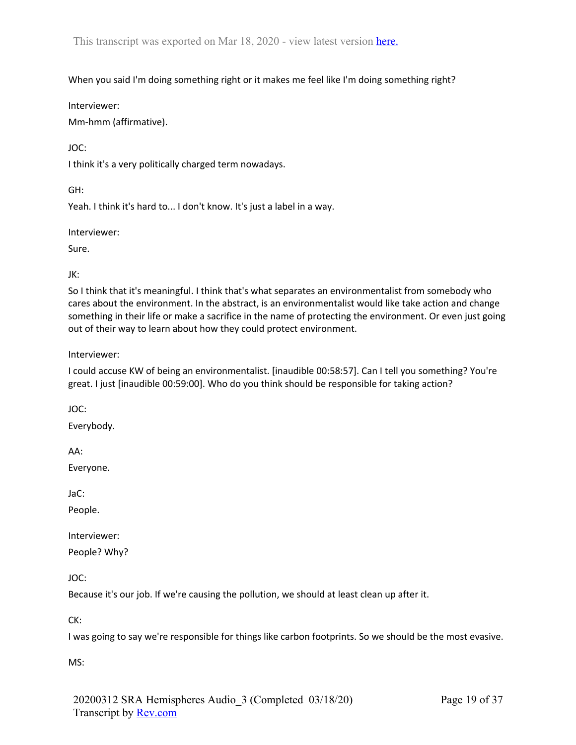When you said I'm doing something right or it makes me feel like I'm doing something right?

Interviewer:

Mm-hmm (affirmative).

JOC:

I think it's a very politically charged term nowadays.

GH:

Yeah. I think it's hard to... I don't know. It's just a label in a way.

Interviewer:

Sure.

JK:

So I think that it's meaningful. I think that's what separates an environmentalist from somebody who cares about the environment. In the abstract, is an environmentalist would like take action and change something in their life or make a sacrifice in the name of protecting the environment. Or even just going out of their way to learn about how they could protect environment.

Interviewer:

I could accuse KW of being an environmentalist. [inaudible 00:58:57]. Can I tell you something? You're great. I just [inaudible 00:59:00]. Who do you think should be responsible for taking action?

JOC:

Everybody.

AA:

Everyone.

JaC:

People.

Interviewer:

People? Why?

JOC:

Because it's our job. If we're causing the pollution, we should at least clean up after it.

CK:

I was going to say we're responsible for things like carbon footprints. So we should be the most evasive.

MS: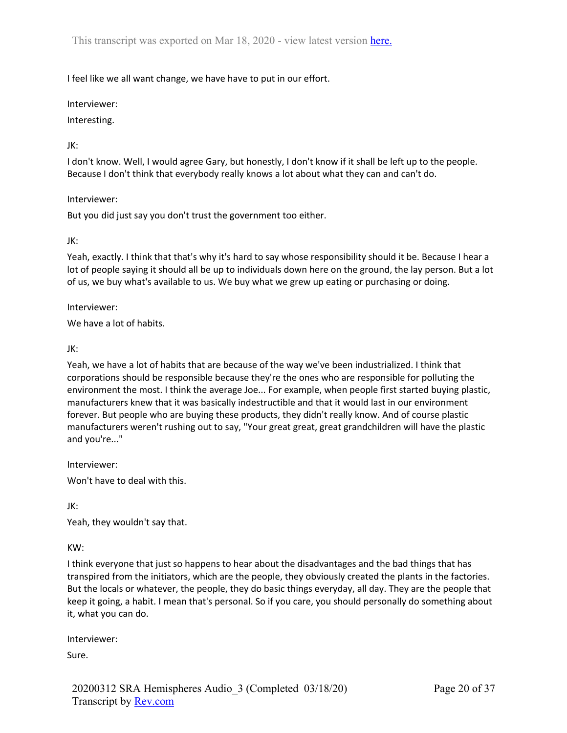I feel like we all want change, we have have to put in our effort.

Interviewer:

Interesting.

JK:

I don't know. Well, I would agree Gary, but honestly, I don't know if it shall be left up to the people. Because I don't think that everybody really knows a lot about what they can and can't do.

Interviewer:

But you did just say you don't trust the government too either.

JK:

Yeah, exactly. I think that that's why it's hard to say whose responsibility should it be. Because I hear a lot of people saying it should all be up to individuals down here on the ground, the lay person. But a lot of us, we buy what's available to us. We buy what we grew up eating or purchasing or doing.

Interviewer:

We have a lot of habits.

JK:

Yeah, we have a lot of habits that are because of the way we've been industrialized. I think that corporations should be responsible because they're the ones who are responsible for polluting the environment the most. I think the average Joe... For example, when people first started buying plastic, manufacturers knew that it was basically indestructible and that it would last in our environment forever. But people who are buying these products, they didn't really know. And of course plastic manufacturers weren't rushing out to say, "Your great great, great grandchildren will have the plastic and you're..."

Interviewer:

Won't have to deal with this.

JK:

Yeah, they wouldn't say that.

KW:

I think everyone that just so happens to hear about the disadvantages and the bad things that has transpired from the initiators, which are the people, they obviously created the plants in the factories. But the locals or whatever, the people, they do basic things everyday, all day. They are the people that keep it going, a habit. I mean that's personal. So if you care, you should personally do something about it, what you can do.

Interviewer:

Sure.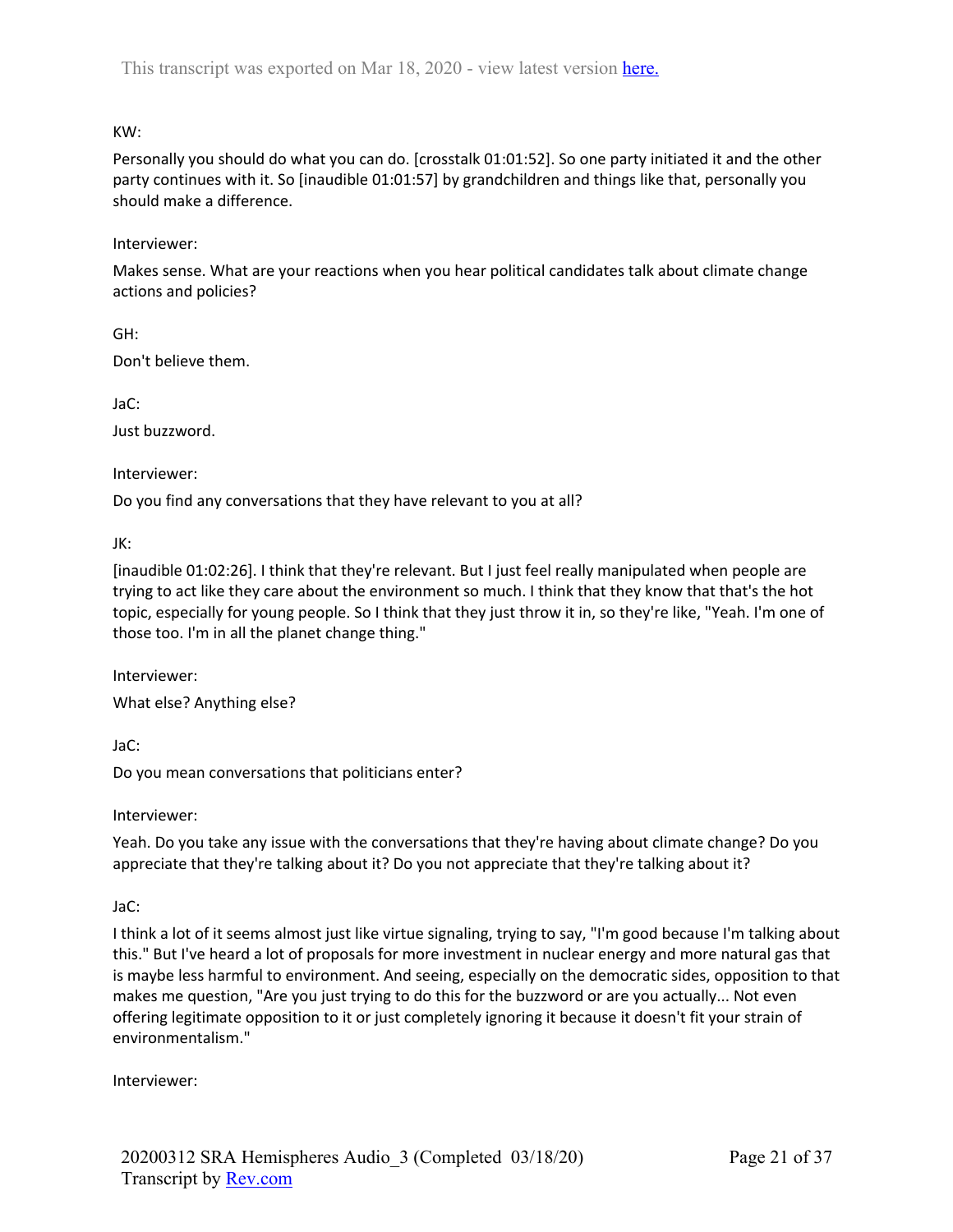KW:

Personally you should do what you can do. [crosstalk 01:01:52]. So one party initiated it and the other party continues with it. So [inaudible 01:01:57] by grandchildren and things like that, personally you should make a difference.

Interviewer:

Makes sense. What are your reactions when you hear political candidates talk about climate change actions and policies?

GH:

Don't believe them.

JaC:

Just buzzword.

Interviewer:

Do you find any conversations that they have relevant to you at all?

JK:

[inaudible 01:02:26]. I think that they're relevant. But I just feel really manipulated when people are trying to act like they care about the environment so much. I think that they know that that's the hot topic, especially for young people. So I think that they just throw it in, so they're like, "Yeah. I'm one of those too. I'm in all the planet change thing."

Interviewer:

What else? Anything else?

JaC:

Do you mean conversations that politicians enter?

Interviewer:

Yeah. Do you take any issue with the conversations that they're having about climate change? Do you appreciate that they're talking about it? Do you not appreciate that they're talking about it?

JaC:

I think a lot of it seems almost just like virtue signaling, trying to say, "I'm good because I'm talking about this." But I've heard a lot of proposals for more investment in nuclear energy and more natural gas that is maybe less harmful to environment. And seeing, especially on the democratic sides, opposition to that makes me question, "Are you just trying to do this for the buzzword or are you actually... Not even offering legitimate opposition to it or just completely ignoring it because it doesn't fit your strain of environmentalism."

Interviewer: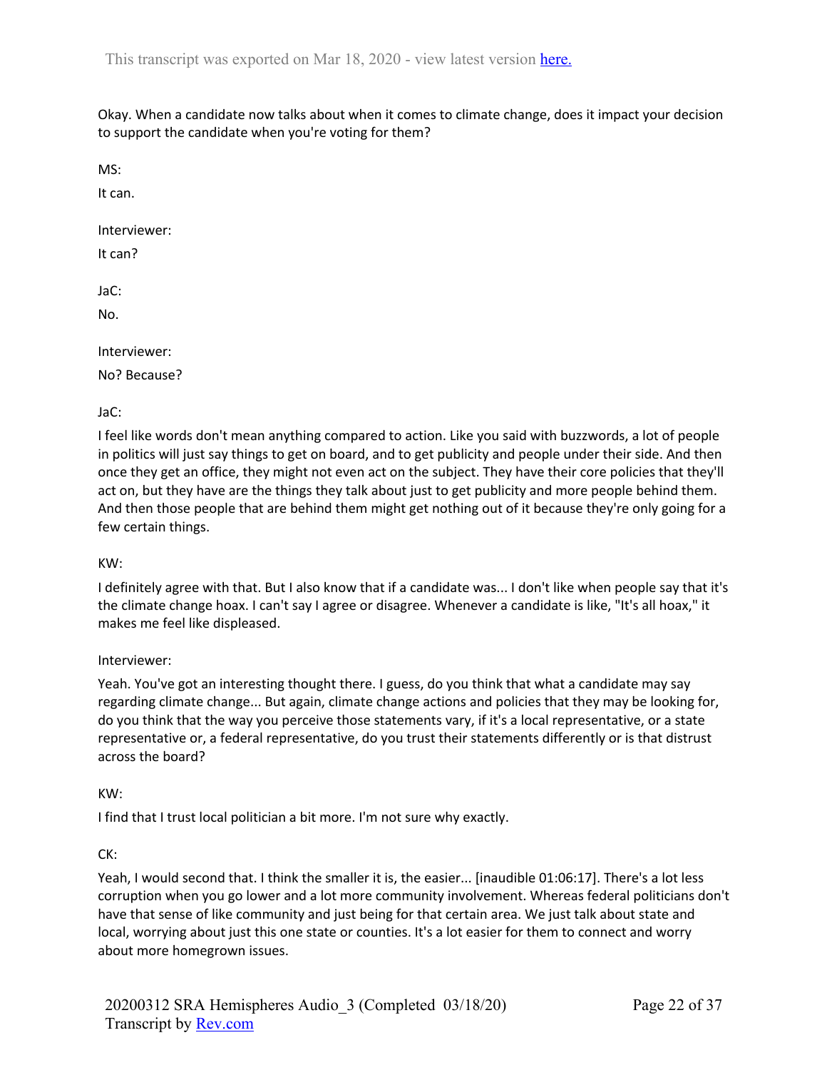Okay. When a candidate now talks about when it comes to climate change, does it impact your decision to support the candidate when you're voting for them?

MS:

It can.

Interviewer:

It can?

JaC:

No.

Interviewer:

No? Because?

JaC:

I feel like words don't mean anything compared to action. Like you said with buzzwords, a lot of people in politics will just say things to get on board, and to get publicity and people under their side. And then once they get an office, they might not even act on the subject. They have their core policies that they'll act on, but they have are the things they talk about just to get publicity and more people behind them. And then those people that are behind them might get nothing out of it because they're only going for a few certain things.

KW:

I definitely agree with that. But I also know that if a candidate was... I don't like when people say that it's the climate change hoax. I can't say I agree or disagree. Whenever a candidate is like, "It's all hoax," it makes me feel like displeased.

Interviewer:

Yeah. You've got an interesting thought there. I guess, do you think that what a candidate may say regarding climate change... But again, climate change actions and policies that they may be looking for, do you think that the way you perceive those statements vary, if it's a local representative, or a state representative or, a federal representative, do you trust their statements differently or is that distrust across the board?

KW:

I find that I trust local politician a bit more. I'm not sure why exactly.

CK:

Yeah, I would second that. I think the smaller it is, the easier... [inaudible 01:06:17]. There's a lot less corruption when you go lower and a lot more community involvement. Whereas federal politicians don't have that sense of like community and just being for that certain area. We just talk about state and local, worrying about just this one state or counties. It's a lot easier for them to connect and worry about more homegrown issues.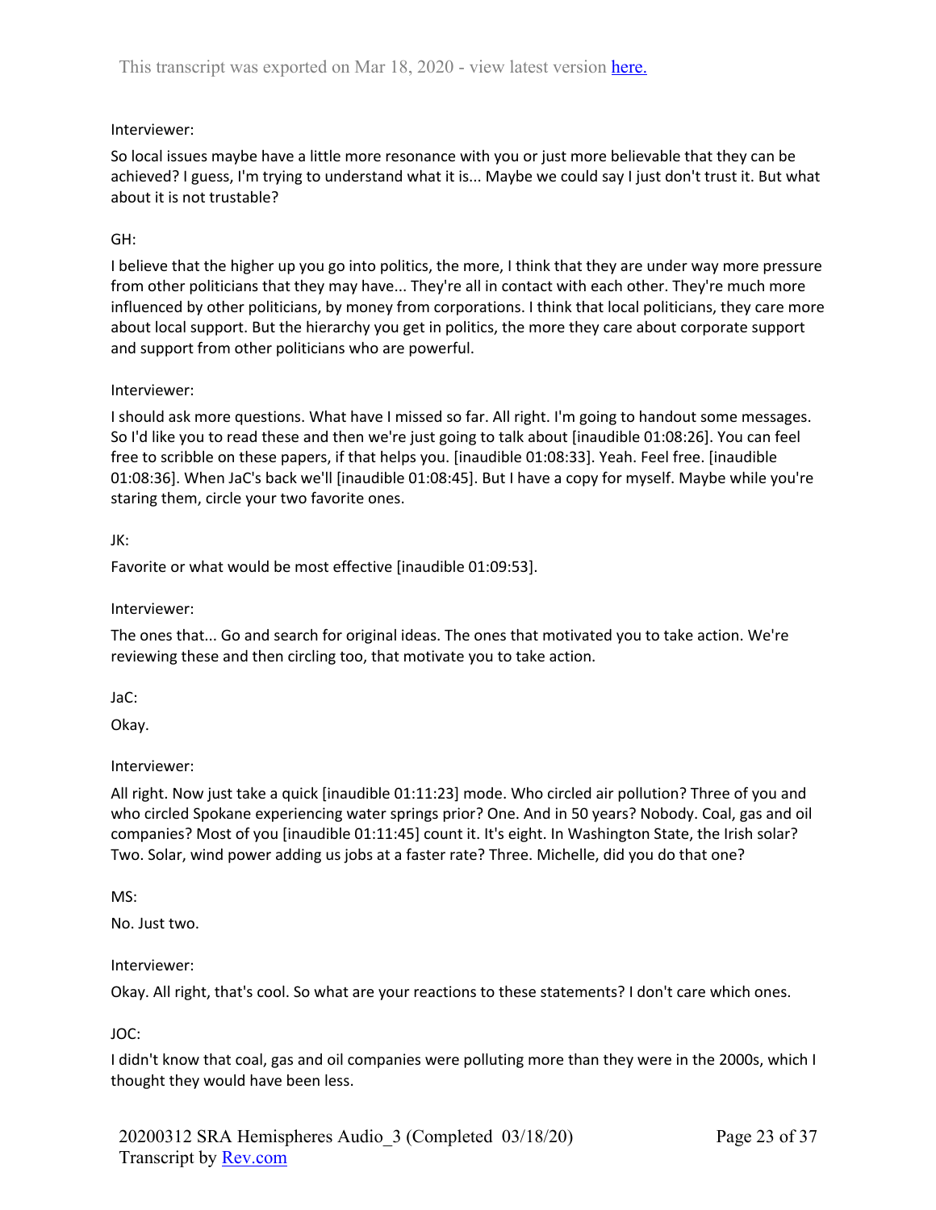Interviewer:

So local issues maybe have a little more resonance with you or just more believable that they can be achieved? I guess, I'm trying to understand what it is... Maybe we could say I just don't trust it. But what about it is not trustable?

GH:

I believe that the higher up you go into politics, the more, I think that they are under way more pressure from other politicians that they may have... They're all in contact with each other. They're much more influenced by other politicians, by money from corporations. I think that local politicians, they care more about local support. But the hierarchy you get in politics, the more they care about corporate support and support from other politicians who are powerful.

Interviewer:

I should ask more questions. What have I missed so far. All right. I'm going to handout some messages. So I'd like you to read these and then we're just going to talk about [inaudible 01:08:26]. You can feel free to scribble on these papers, if that helps you. [inaudible 01:08:33]. Yeah. Feel free. [inaudible 01:08:36]. When JaC's back we'll [inaudible 01:08:45]. But I have a copy for myself. Maybe while you're staring them, circle your two favorite ones.

JK:

Favorite or what would be most effective [inaudible 01:09:53].

Interviewer:

The ones that... Go and search for original ideas. The ones that motivated you to take action. We're reviewing these and then circling too, that motivate you to take action.

JaC:

Okay.

Interviewer:

All right. Now just take a quick [inaudible 01:11:23] mode. Who circled air pollution? Three of you and who circled Spokane experiencing water springs prior? One. And in 50 years? Nobody. Coal, gas and oil companies? Most of you [inaudible 01:11:45] count it. It's eight. In Washington State, the Irish solar? Two. Solar, wind power adding us jobs at a faster rate? Three. Michelle, did you do that one?

MS:

No. Just two.

Interviewer:

Okay. All right, that's cool. So what are your reactions to these statements? I don't care which ones.

JOC:

I didn't know that coal, gas and oil companies were polluting more than they were in the 2000s, which I thought they would have been less.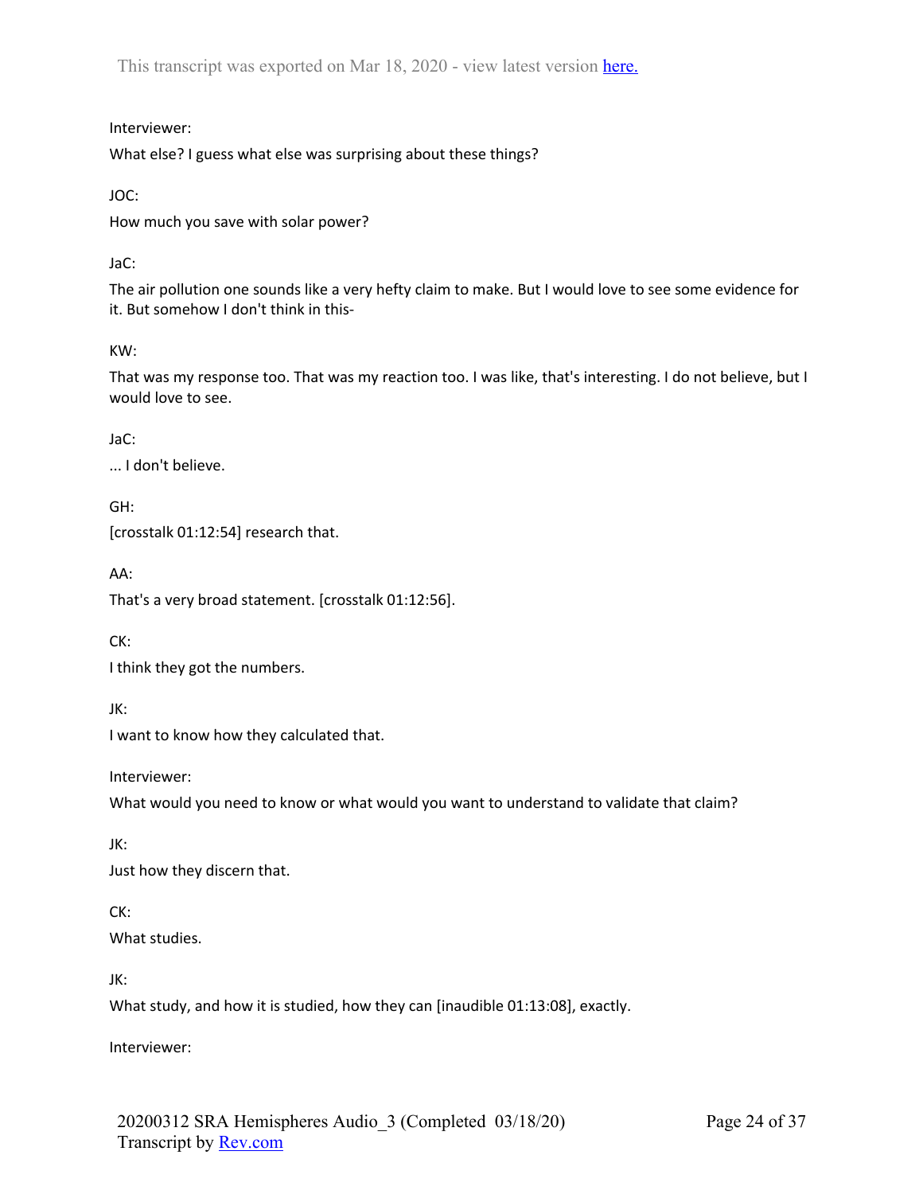Interviewer:

What else? I guess what else was surprising about these things?

JOC:

How much you save with solar power?

JaC:

The air pollution one sounds like a very hefty claim to make. But I would love to see some evidence for it. But somehow I don't think in this-

KW:

That was my response too. That was my reaction too. I was like, that's interesting. I do not believe, but I would love to see.

JaC:

... I don't believe.

GH:

[crosstalk 01:12:54] research that.

AA:

That's a very broad statement. [crosstalk 01:12:56].

CK:

I think they got the numbers.

JK:

I want to know how they calculated that.

Interviewer:

What would you need to know or what would you want to understand to validate that claim?

JK:

Just how they discern that.

CK:

What studies.

JK:

What study, and how it is studied, how they can [inaudible 01:13:08], exactly.

Interviewer: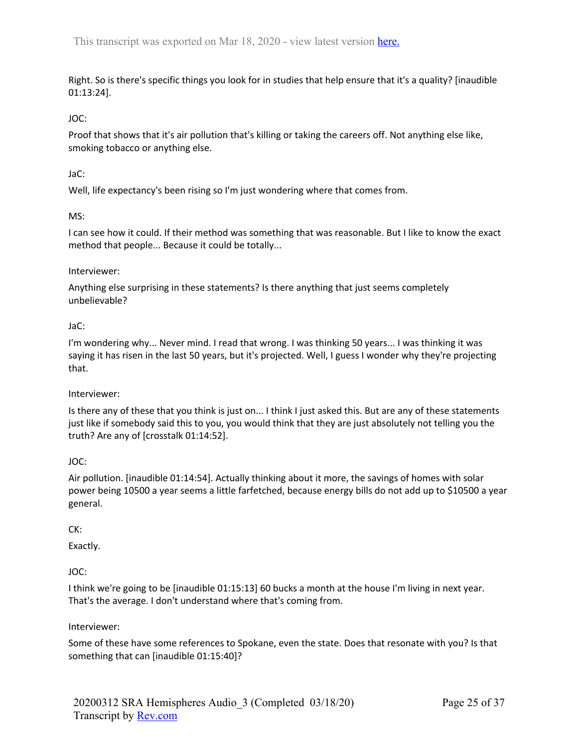Right. So is there's specific things you look for in studies that help ensure that it's a quality? [inaudible 01:13:24].

JOC:

Proof that shows that it's air pollution that's killing or taking the careers off. Not anything else like, smoking tobacco or anything else.

JaC:

Well, life expectancy's been rising so I'm just wondering where that comes from.

MS:

I can see how it could. If their method was something that was reasonable. But I like to know the exact method that people... Because it could be totally...

Interviewer:

Anything else surprising in these statements? Is there anything that just seems completely unbelievable?

JaC:

I'm wondering why... Never mind. I read that wrong. I was thinking 50 years... I was thinking it was saying it has risen in the last 50 years, but it's projected. Well, I guess I wonder why they're projecting that.

Interviewer:

Is there any of these that you think is just on... I think I just asked this. But are any of these statements just like if somebody said this to you, you would think that they are just absolutely not telling you the truth? Are any of [crosstalk 01:14:52].

JOC:

Air pollution. [inaudible 01:14:54]. Actually thinking about it more, the savings of homes with solar power being 10500 a year seems a little farfetched, because energy bills do not add up to $10500 a year general.

CK:

Exactly.

JOC:

I think we're going to be [inaudible 01:15:13] 60 bucks a month at the house I'm living in next year. That's the average. I don't understand where that's coming from.

Interviewer:

Some of these have some references to Spokane, even the state. Does that resonate with you? Is that something that can [inaudible 01:15:40]?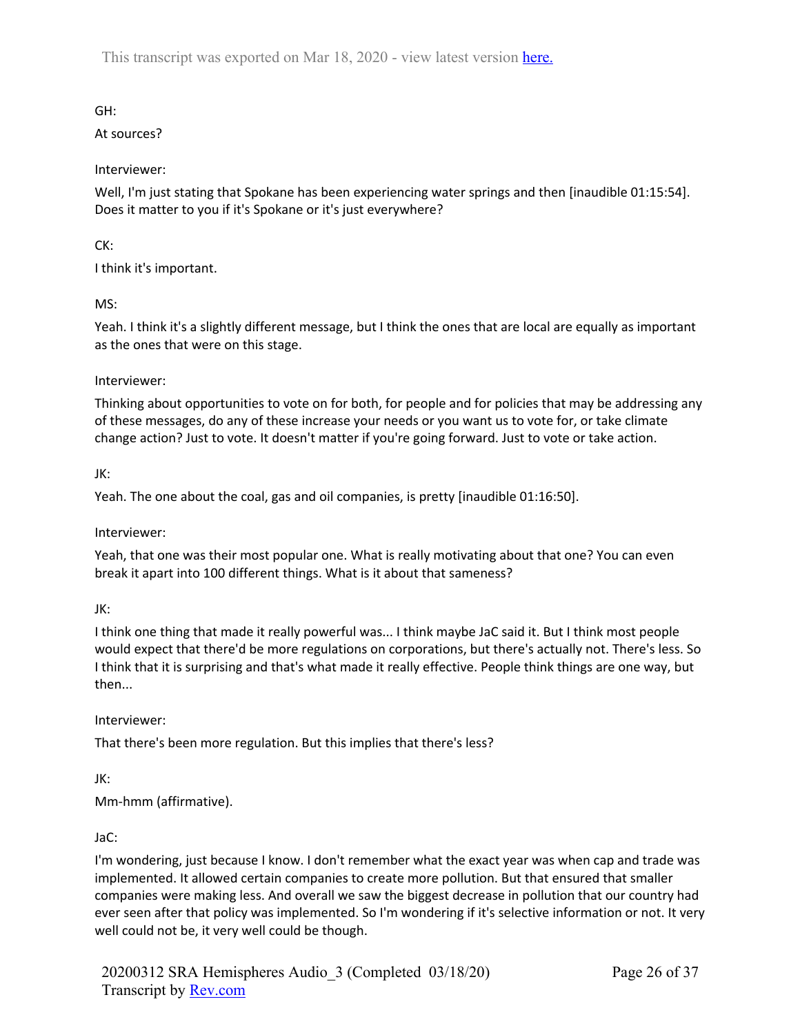GH:

At sources?

Interviewer:

Well, I'm just stating that Spokane has been experiencing water springs and then [inaudible 01:15:54]. Does it matter to you if it's Spokane or it's just everywhere?

CK:

I think it's important.

MS:

Yeah. I think it's a slightly different message, but I think the ones that are local are equally as important as the ones that were on this stage.

Interviewer:

Thinking about opportunities to vote on for both, for people and for policies that may be addressing any of these messages, do any of these increase your needs or you want us to vote for, or take climate change action? Just to vote. It doesn't matter if you're going forward. Just to vote or take action.

JK:

Yeah. The one about the coal, gas and oil companies, is pretty [inaudible 01:16:50].

Interviewer:

Yeah, that one was their most popular one. What is really motivating about that one? You can even break it apart into 100 different things. What is it about that sameness?

JK:

I think one thing that made it really powerful was... I think maybe JaC said it. But I think most people would expect that there'd be more regulations on corporations, but there's actually not. There's less. So I think that it is surprising and that's what made it really effective. People think things are one way, but then...

Interviewer:

That there's been more regulation. But this implies that there's less?

JK:

Mm-hmm (affirmative).

JaC:

I'm wondering, just because I know. I don't remember what the exact year was when cap and trade was implemented. It allowed certain companies to create more pollution. But that ensured that smaller companies were making less. And overall we saw the biggest decrease in pollution that our country had ever seen after that policy was implemented. So I'm wondering if it's selective information or not. It very well could not be, it very well could be though.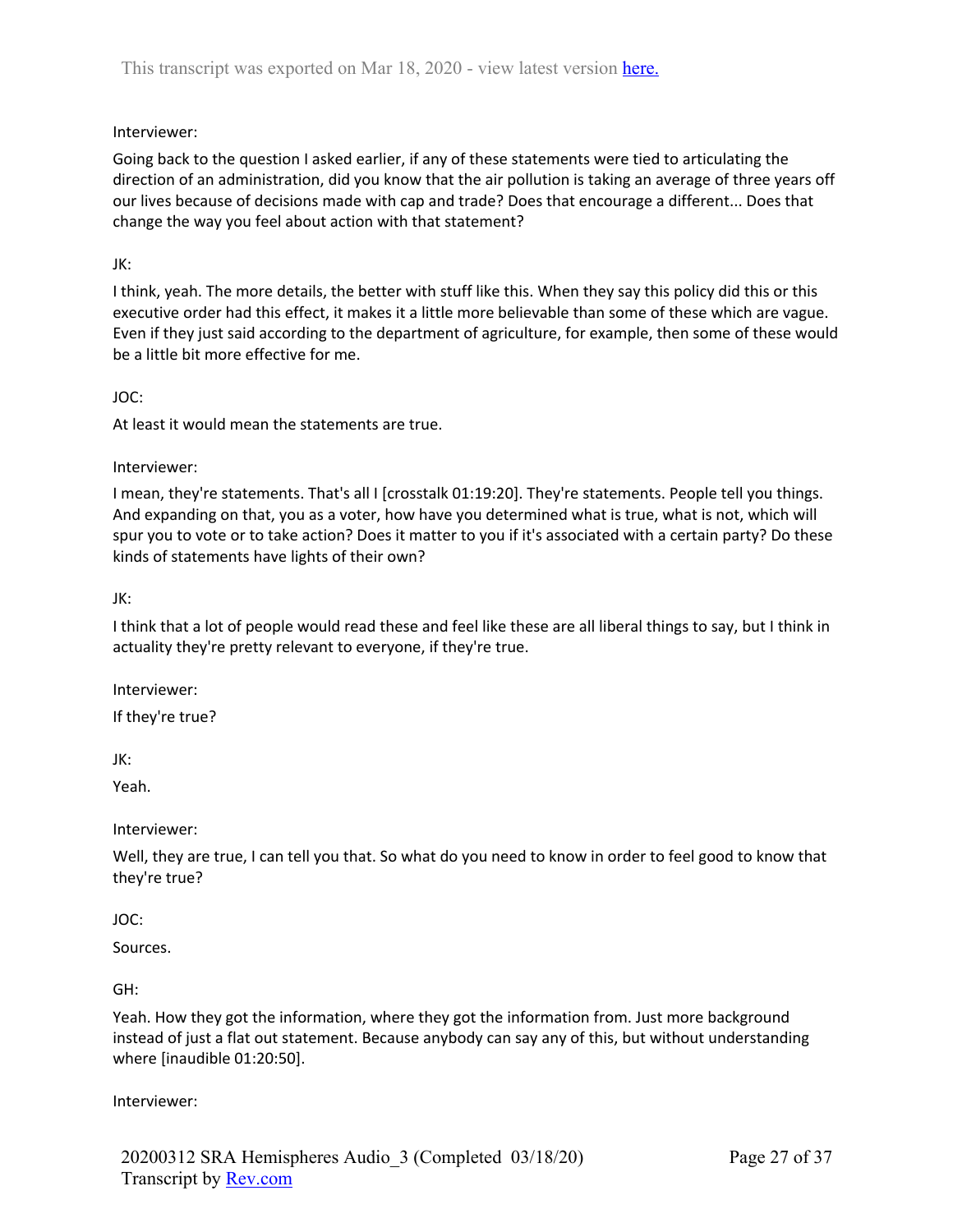Interviewer:

Going back to the question I asked earlier, if any of these statements were tied to articulating the direction of an administration, did you know that the air pollution is taking an average of three years off our lives because of decisions made with cap and trade? Does that encourage a different... Does that change the way you feel about action with that statement?

JK:

I think, yeah. The more details, the better with stuff like this. When they say this policy did this or this executive order had this effect, it makes it a little more believable than some of these which are vague. Even if they just said according to the department of agriculture, for example, then some of these would be a little bit more effective for me.

JOC:

At least it would mean the statements are true.

Interviewer:

I mean, they're statements. That's all I [crosstalk 01:19:20]. They're statements. People tell you things. And expanding on that, you as a voter, how have you determined what is true, what is not, which will spur you to vote or to take action? Does it matter to you if it's associated with a certain party? Do these kinds of statements have lights of their own?

JK:

I think that a lot of people would read these and feel like these are all liberal things to say, but I think in actuality they're pretty relevant to everyone, if they're true.

Interviewer:

If they're true?

JK:

Yeah.

Interviewer:

Well, they are true, I can tell you that. So what do you need to know in order to feel good to know that they're true?

JOC:

Sources.

GH:

Yeah. How they got the information, where they got the information from. Just more background instead of just a flat out statement. Because anybody can say any of this, but without understanding where [inaudible 01:20:50].

Interviewer: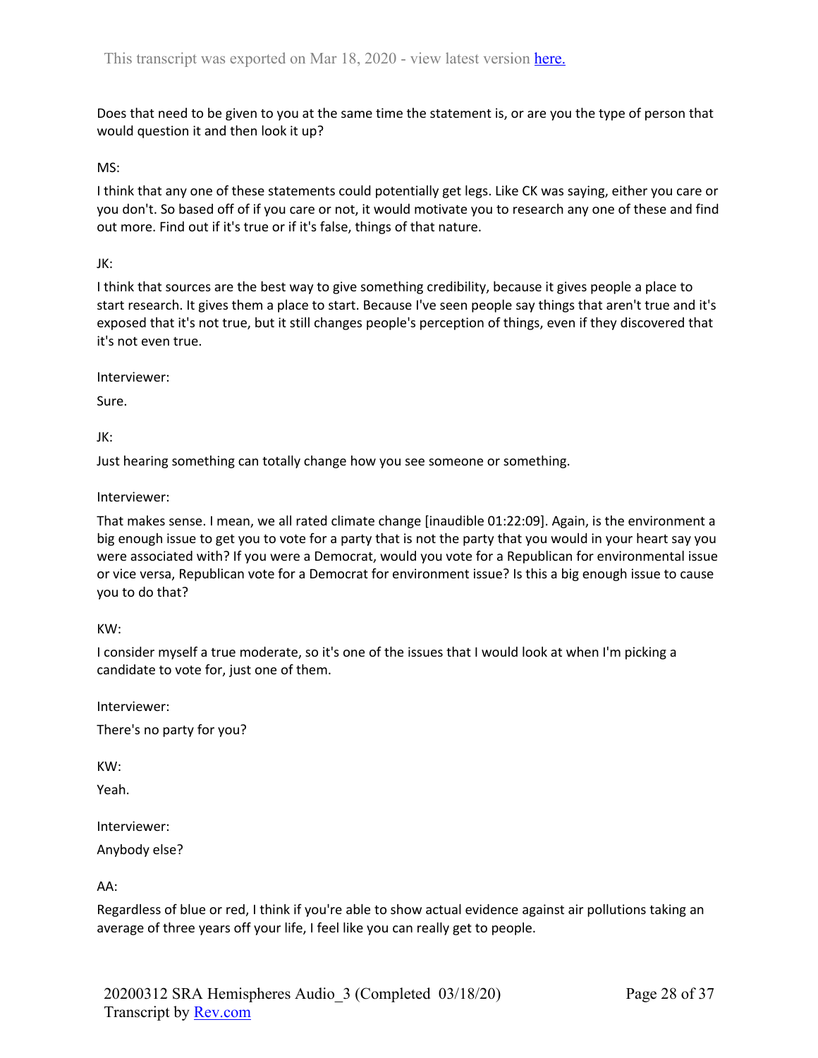Does that need to be given to you at the same time the statement is, or are you the type of person that would question it and then look it up?

MS:

I think that any one of these statements could potentially get legs. Like CK was saying, either you care or you don't. So based off of if you care or not, it would motivate you to research any one of these and find out more. Find out if it's true or if it's false, things of that nature.

JK:

I think that sources are the best way to give something credibility, because it gives people a place to start research. It gives them a place to start. Because I've seen people say things that aren't true and it's exposed that it's not true, but it still changes people's perception of things, even if they discovered that it's not even true.

Interviewer:

Sure.

JK:

Just hearing something can totally change how you see someone or something.

Interviewer:

That makes sense. I mean, we all rated climate change [inaudible 01:22:09]. Again, is the environment a big enough issue to get you to vote for a party that is not the party that you would in your heart say you were associated with? If you were a Democrat, would you vote for a Republican for environmental issue or vice versa, Republican vote for a Democrat for environment issue? Is this a big enough issue to cause you to do that?

KW:

I consider myself a true moderate, so it's one of the issues that I would look at when I'm picking a candidate to vote for, just one of them.

Interviewer:

There's no party for you?

KW:

Yeah.

Interviewer:

Anybody else?

AA:

Regardless of blue or red, I think if you're able to show actual evidence against air pollutions taking an average of three years off your life, I feel like you can really get to people.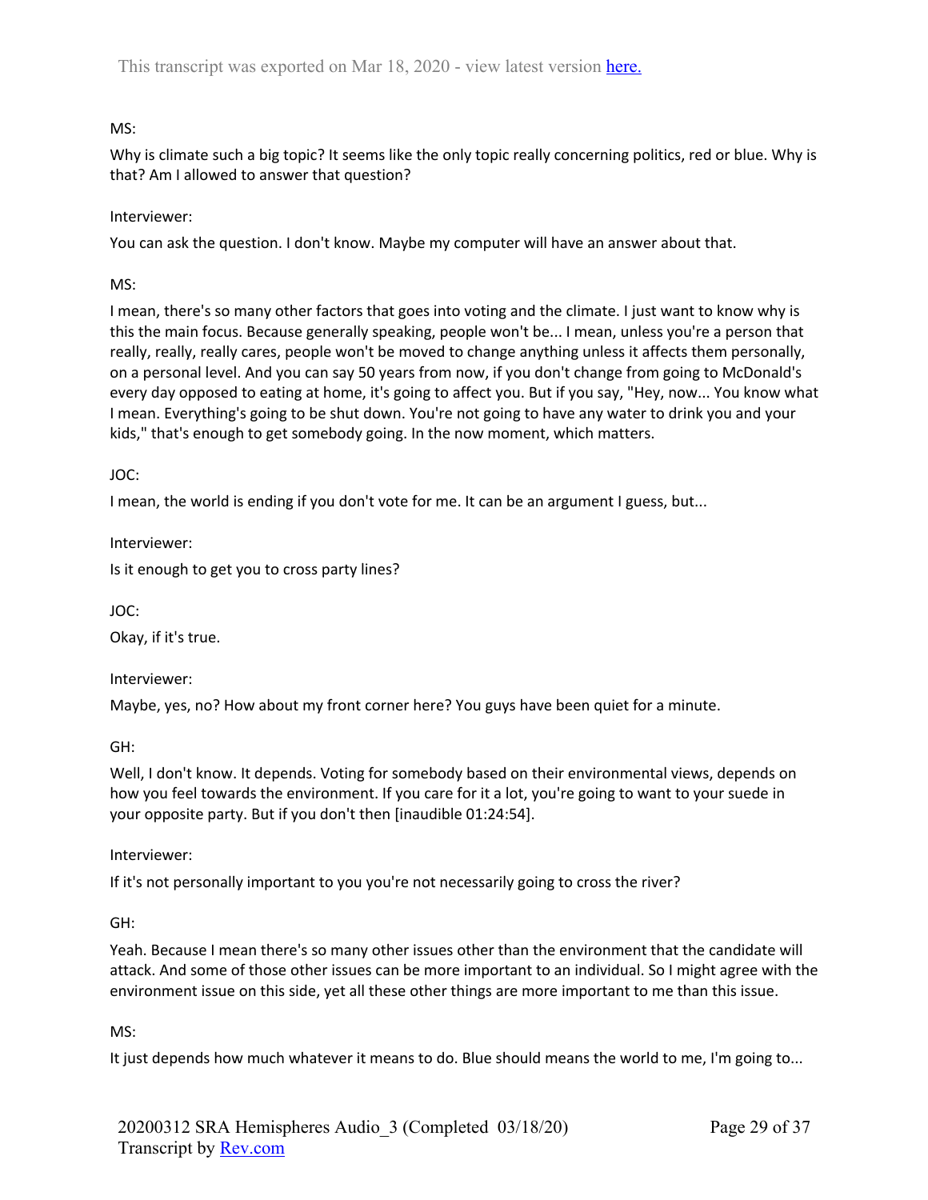MS:

Why is climate such a big topic? It seems like the only topic really concerning politics, red or blue. Why is that? Am I allowed to answer that question?

Interviewer:

You can ask the question. I don't know. Maybe my computer will have an answer about that.

MS:

I mean, there's so many other factors that goes into voting and the climate. I just want to know why is this the main focus. Because generally speaking, people won't be... I mean, unless you're a person that really, really, really cares, people won't be moved to change anything unless it affects them personally, on a personal level. And you can say 50 years from now, if you don't change from going to McDonald's every day opposed to eating at home, it's going to affect you. But if you say, "Hey, now... You know what I mean. Everything's going to be shut down. You're not going to have any water to drink you and your kids," that's enough to get somebody going. In the now moment, which matters.

JOC:

I mean, the world is ending if you don't vote for me. It can be an argument I guess, but...

Interviewer:

Is it enough to get you to cross party lines?

JOC:

Okay, if it's true.

Interviewer:

Maybe, yes, no? How about my front corner here? You guys have been quiet for a minute.

GH:

Well, I don't know. It depends. Voting for somebody based on their environmental views, depends on how you feel towards the environment. If you care for it a lot, you're going to want to your suede in your opposite party. But if you don't then [inaudible 01:24:54].

Interviewer:

If it's not personally important to you you're not necessarily going to cross the river?

GH:

Yeah. Because I mean there's so many other issues other than the environment that the candidate will attack. And some of those other issues can be more important to an individual. So I might agree with the environment issue on this side, yet all these other things are more important to me than this issue.

MS:

It just depends how much whatever it means to do. Blue should means the world to me, I'm going to...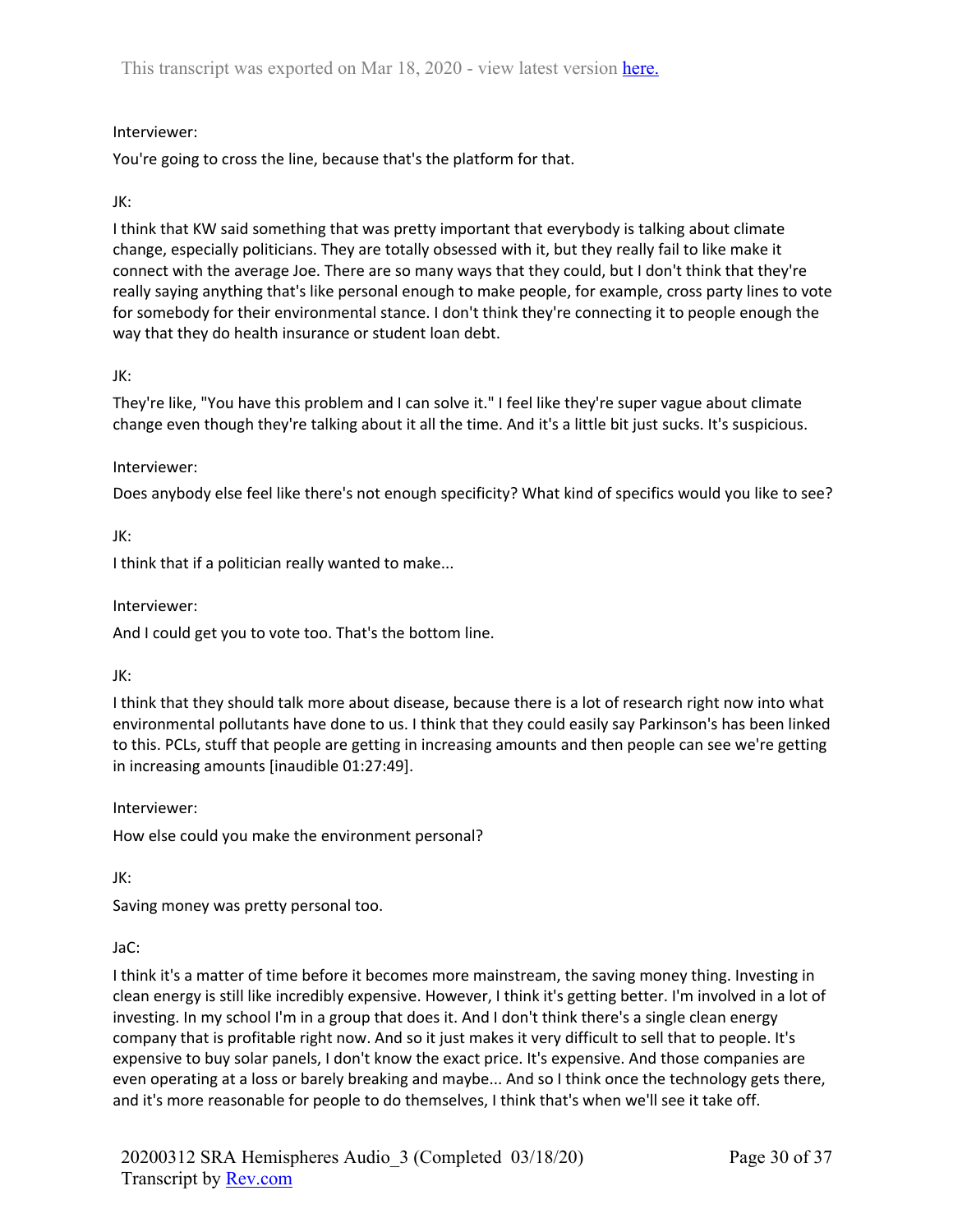Interviewer:

You're going to cross the line, because that's the platform for that.

JK:

I think that KW said something that was pretty important that everybody is talking about climate change, especially politicians. They are totally obsessed with it, but they really fail to like make it connect with the average Joe. There are so many ways that they could, but I don't think that they're really saying anything that's like personal enough to make people, for example, cross party lines to vote for somebody for their environmental stance. I don't think they're connecting it to people enough the way that they do health insurance or student loan debt.

JK:

They're like, "You have this problem and I can solve it." I feel like they're super vague about climate change even though they're talking about it all the time. And it's a little bit just sucks. It's suspicious.

Interviewer:

Does anybody else feel like there's not enough specificity? What kind of specifics would you like to see?

JK:

I think that if a politician really wanted to make...

Interviewer:

And I could get you to vote too. That's the bottom line.

JK:

I think that they should talk more about disease, because there is a lot of research right now into what environmental pollutants have done to us. I think that they could easily say Parkinson's has been linked to this. PCLs, stuff that people are getting in increasing amounts and then people can see we're getting in increasing amounts [inaudible 01:27:49].

Interviewer:

How else could you make the environment personal?

JK:

Saving money was pretty personal too.

JaC:

I think it's a matter of time before it becomes more mainstream, the saving money thing. Investing in clean energy is still like incredibly expensive. However, I think it's getting better. I'm involved in a lot of investing. In my school I'm in a group that does it. And I don't think there's a single clean energy company that is profitable right now. And so it just makes it very difficult to sell that to people. It's expensive to buy solar panels, I don't know the exact price. It's expensive. And those companies are even operating at a loss or barely breaking and maybe... And so I think once the technology gets there, and it's more reasonable for people to do themselves, I think that's when we'll see it take off.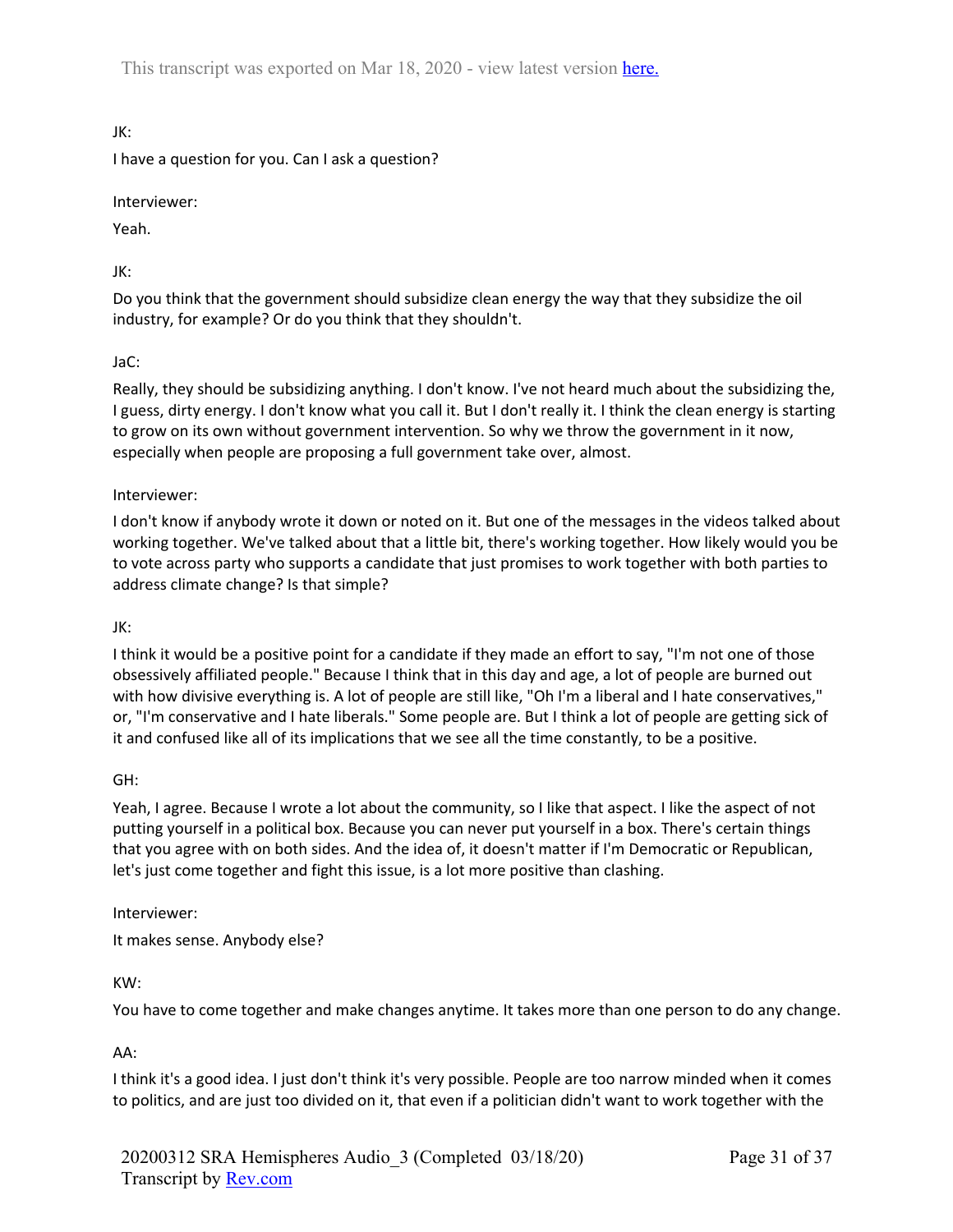JK:

I have a question for you. Can I ask a question?

Interviewer:

Yeah.

JK:

Do you think that the government should subsidize clean energy the way that they subsidize the oil industry, for example? Or do you think that they shouldn't.

JaC:

Really, they should be subsidizing anything. I don't know. I've not heard much about the subsidizing the, I guess, dirty energy. I don't know what you call it. But I don't really it. I think the clean energy is starting to grow on its own without government intervention. So why we throw the government in it now, especially when people are proposing a full government take over, almost.

Interviewer:

I don't know if anybody wrote it down or noted on it. But one of the messages in the videos talked about working together. We've talked about that a little bit, there's working together. How likely would you be to vote across party who supports a candidate that just promises to work together with both parties to address climate change? Is that simple?

JK:

I think it would be a positive point for a candidate if they made an effort to say, "I'm not one of those obsessively affiliated people." Because I think that in this day and age, a lot of people are burned out with how divisive everything is. A lot of people are still like, "Oh I'm a liberal and I hate conservatives," or, "I'm conservative and I hate liberals." Some people are. But I think a lot of people are getting sick of it and confused like all of its implications that we see all the time constantly, to be a positive.

GH:

Yeah, I agree. Because I wrote a lot about the community, so I like that aspect. I like the aspect of not putting yourself in a political box. Because you can never put yourself in a box. There's certain things that you agree with on both sides. And the idea of, it doesn't matter if I'm Democratic or Republican, let's just come together and fight this issue, is a lot more positive than clashing.

Interviewer:

It makes sense. Anybody else?

KW:

You have to come together and make changes anytime. It takes more than one person to do any change.

AA:

I think it's a good idea. I just don't think it's very possible. People are too narrow minded when it comes to politics, and are just too divided on it, that even if a politician didn't want to work together with the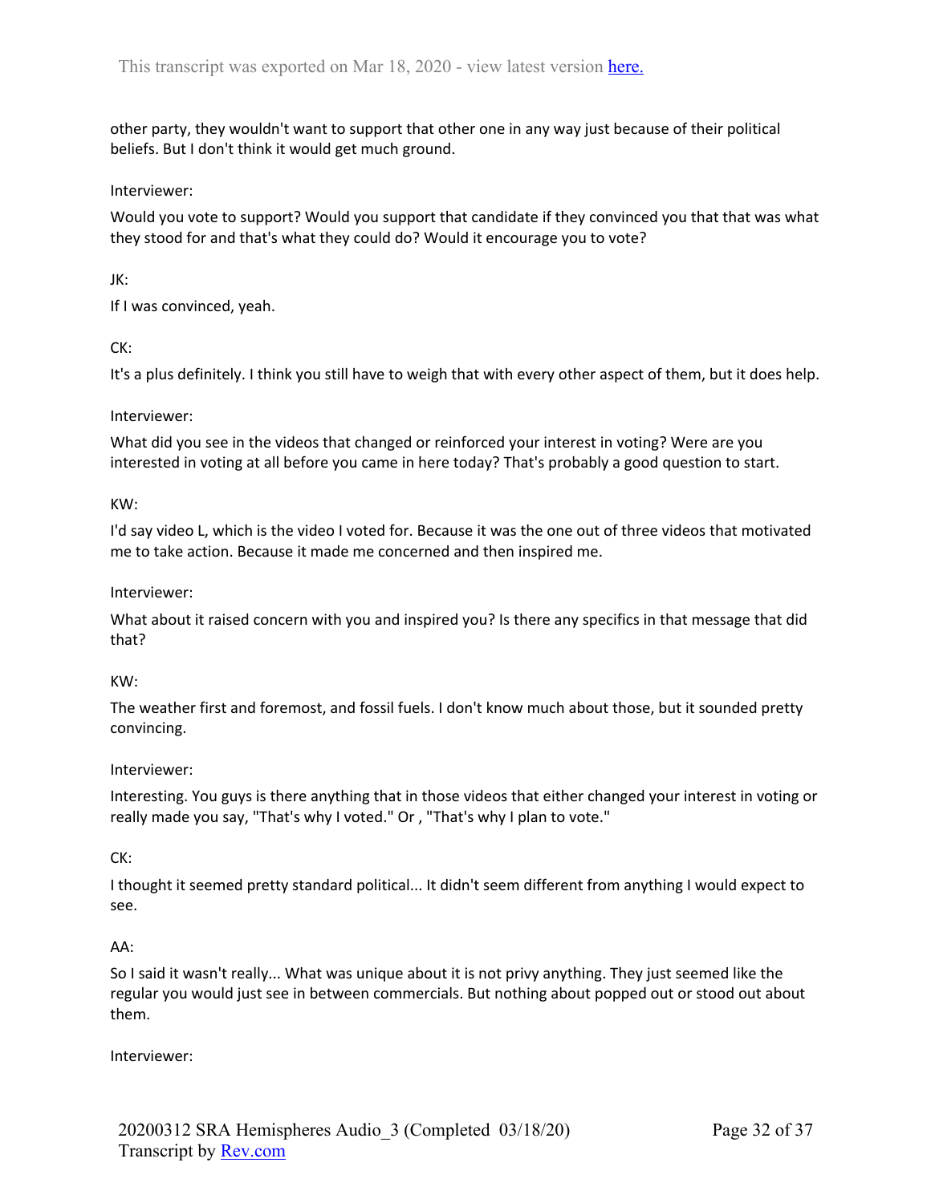other party, they wouldn't want to support that other one in any way just because of their political beliefs. But I don't think it would get much ground.

Interviewer:

Would you vote to support? Would you support that candidate if they convinced you that that was what they stood for and that's what they could do? Would it encourage you to vote?

JK:

If I was convinced, yeah.

CK:

It's a plus definitely. I think you still have to weigh that with every other aspect of them, but it does help.

Interviewer:

What did you see in the videos that changed or reinforced your interest in voting? Were are you interested in voting at all before you came in here today? That's probably a good question to start.

KW:

I'd say video L, which is the video I voted for. Because it was the one out of three videos that motivated me to take action. Because it made me concerned and then inspired me.

Interviewer:

What about it raised concern with you and inspired you? Is there any specifics in that message that did that?

KW:

The weather first and foremost, and fossil fuels. I don't know much about those, but it sounded pretty convincing.

Interviewer:

Interesting. You guys is there anything that in those videos that either changed your interest in voting or really made you say, "That's why I voted." Or , "That's why I plan to vote."

CK:

I thought it seemed pretty standard political... It didn't seem different from anything I would expect to see.

AA:

So I said it wasn't really... What was unique about it is not privy anything. They just seemed like the regular you would just see in between commercials. But nothing about popped out or stood out about them.

Interviewer: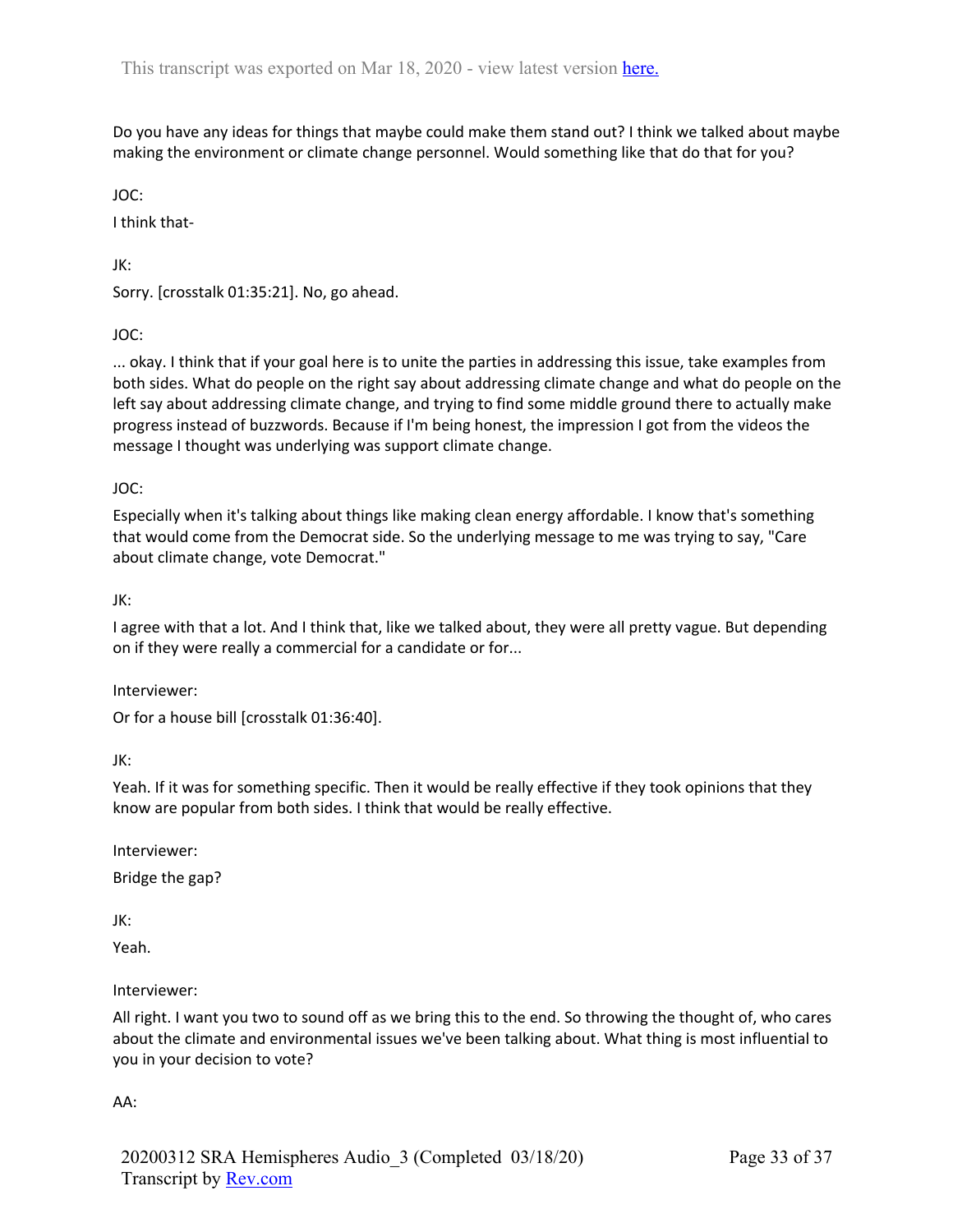Do you have any ideas for things that maybe could make them stand out? I think we talked about maybe making the environment or climate change personnel. Would something like that do that for you?

JOC:

I think that-

JK:

Sorry. [crosstalk 01:35:21]. No, go ahead.

JOC:

... okay. I think that if your goal here is to unite the parties in addressing this issue, take examples from both sides. What do people on the right say about addressing climate change and what do people on the left say about addressing climate change, and trying to find some middle ground there to actually make progress instead of buzzwords. Because if I'm being honest, the impression I got from the videos the message I thought was underlying was support climate change.

JOC:

Especially when it's talking about things like making clean energy affordable. I know that's something that would come from the Democrat side. So the underlying message to me was trying to say, "Care about climate change, vote Democrat."

JK:

I agree with that a lot. And I think that, like we talked about, they were all pretty vague. But depending on if they were really a commercial for a candidate or for...

Interviewer:

Or for a house bill [crosstalk 01:36:40].

JK:

Yeah. If it was for something specific. Then it would be really effective if they took opinions that they know are popular from both sides. I think that would be really effective.

Interviewer:

Bridge the gap?

JK:

Yeah.

Interviewer:

All right. I want you two to sound off as we bring this to the end. So throwing the thought of, who cares about the climate and environmental issues we've been talking about. What thing is most influential to you in your decision to vote?

AA: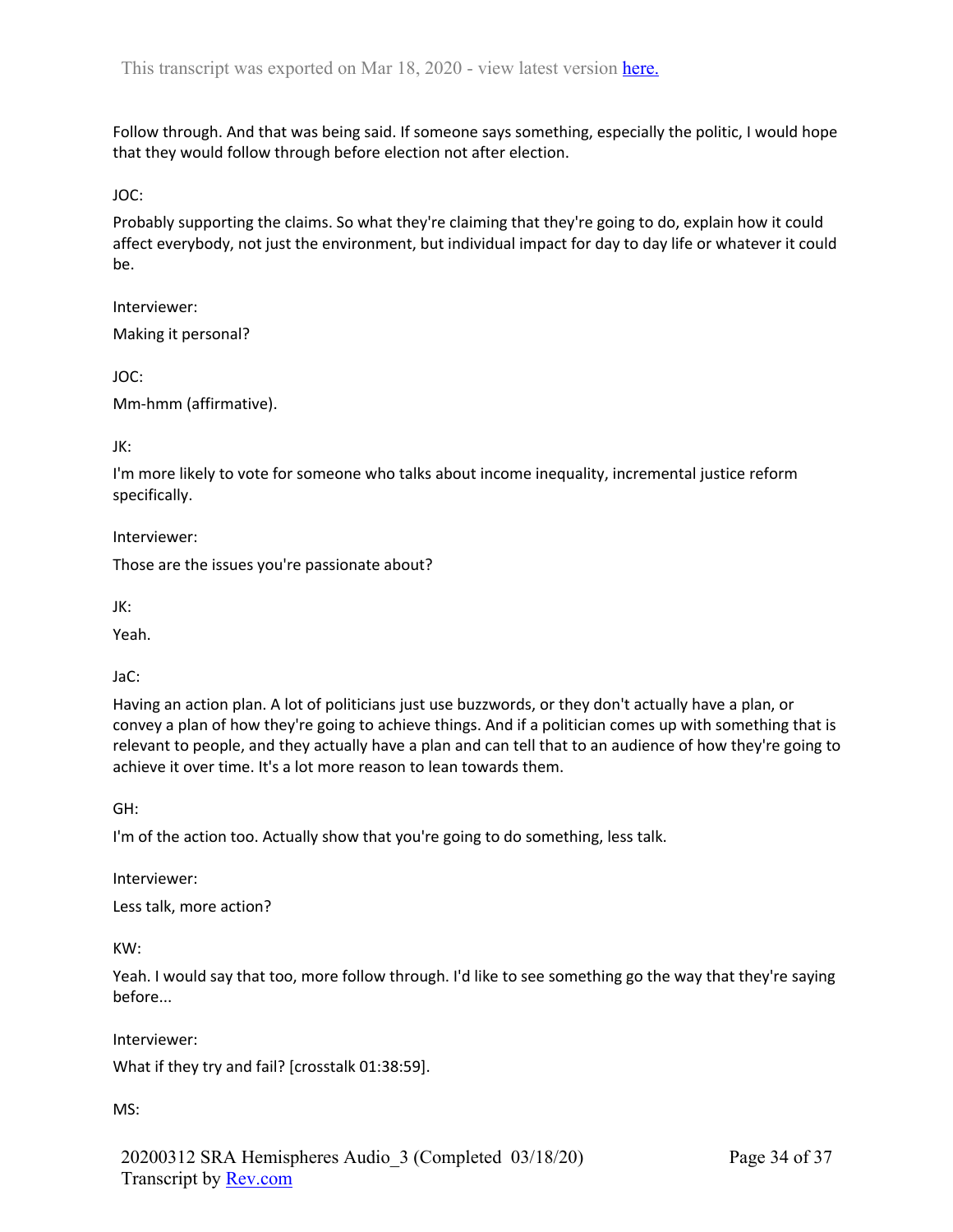Follow through. And that was being said. If someone says something, especially the politic, I would hope that they would follow through before election not after election.

JOC:

Probably supporting the claims. So what they're claiming that they're going to do, explain how it could affect everybody, not just the environment, but individual impact for day to day life or whatever it could be.

Interviewer:

Making it personal?

JOC:

Mm-hmm (affirmative).

JK:

I'm more likely to vote for someone who talks about income inequality, incremental justice reform specifically.

Interviewer:

Those are the issues you're passionate about?

JK:

Yeah.

JaC:

Having an action plan. A lot of politicians just use buzzwords, or they don't actually have a plan, or convey a plan of how they're going to achieve things. And if a politician comes up with something that is relevant to people, and they actually have a plan and can tell that to an audience of how they're going to achieve it over time. It's a lot more reason to lean towards them.

GH:

I'm of the action too. Actually show that you're going to do something, less talk.

Interviewer:

Less talk, more action?

KW:

Yeah. I would say that too, more follow through. I'd like to see something go the way that they're saying before...

Interviewer:

What if they try and fail? [crosstalk 01:38:59].

MS: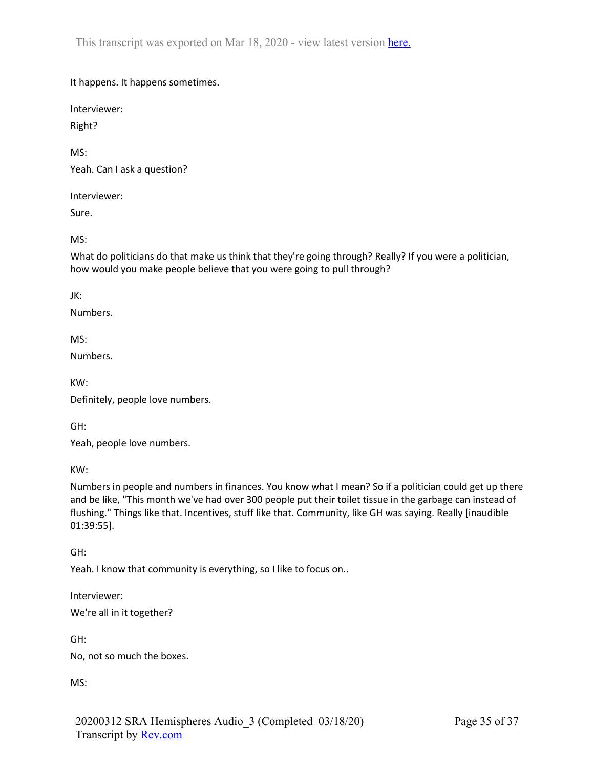It happens. It happens sometimes.

Interviewer:

Right?

MS:

Yeah. Can I ask a question?

Interviewer:

Sure.

MS:

What do politicians do that make us think that they're going through? Really? If you were a politician, how would you make people believe that you were going to pull through?

JK:

Numbers.

MS:

Numbers.

KW:

Definitely, people love numbers.

GH:

Yeah, people love numbers.

KW:

Numbers in people and numbers in finances. You know what I mean? So if a politician could get up there and be like, "This month we've had over 300 people put their toilet tissue in the garbage can instead of flushing." Things like that. Incentives, stuff like that. Community, like GH was saying. Really [inaudible 01:39:55].

GH:

Yeah. I know that community is everything, so I like to focus on..

Interviewer:

We're all in it together?

GH:

No, not so much the boxes.

MS: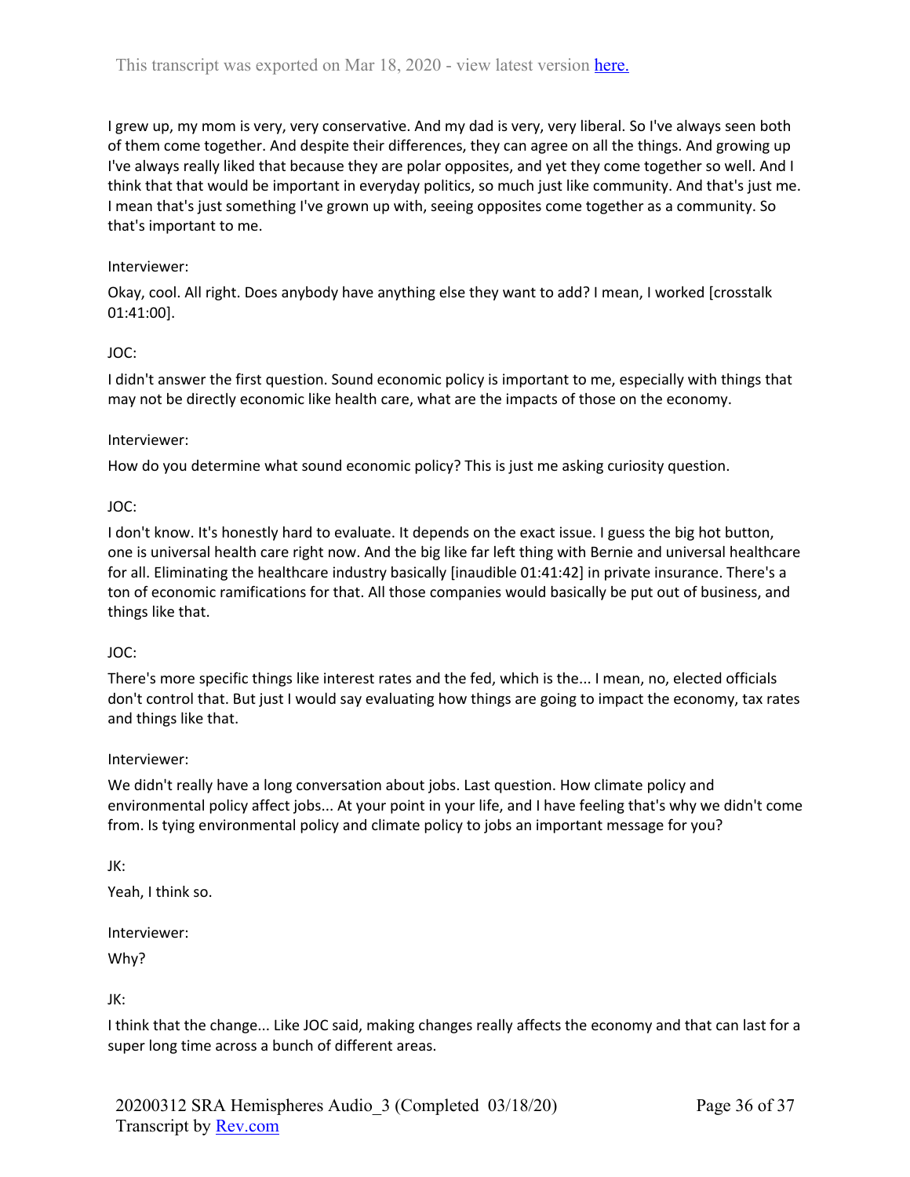I grew up, my mom is very, very conservative. And my dad is very, very liberal. So I've always seen both of them come together. And despite their differences, they can agree on all the things. And growing up I've always really liked that because they are polar opposites, and yet they come together so well. And I think that that would be important in everyday politics, so much just like community. And that's just me. I mean that's just something I've grown up with, seeing opposites come together as a community. So that's important to me.

Interviewer:

Okay, cool. All right. Does anybody have anything else they want to add? I mean, I worked [crosstalk 01:41:00].

JOC:

I didn't answer the first question. Sound economic policy is important to me, especially with things that may not be directly economic like health care, what are the impacts of those on the economy.

Interviewer:

How do you determine what sound economic policy? This is just me asking curiosity question.

JOC:

I don't know. It's honestly hard to evaluate. It depends on the exact issue. I guess the big hot button, one is universal health care right now. And the big like far left thing with Bernie and universal healthcare for all. Eliminating the healthcare industry basically [inaudible 01:41:42] in private insurance. There's a ton of economic ramifications for that. All those companies would basically be put out of business, and things like that.

JOC:

There's more specific things like interest rates and the fed, which is the... I mean, no, elected officials don't control that. But just I would say evaluating how things are going to impact the economy, tax rates and things like that.

Interviewer:

We didn't really have a long conversation about jobs. Last question. How climate policy and environmental policy affect jobs... At your point in your life, and I have feeling that's why we didn't come from. Is tying environmental policy and climate policy to jobs an important message for you?

JK:

Yeah, I think so.

Interviewer:

Why?

JK:

I think that the change... Like JOC said, making changes really affects the economy and that can last for a super long time across a bunch of different areas.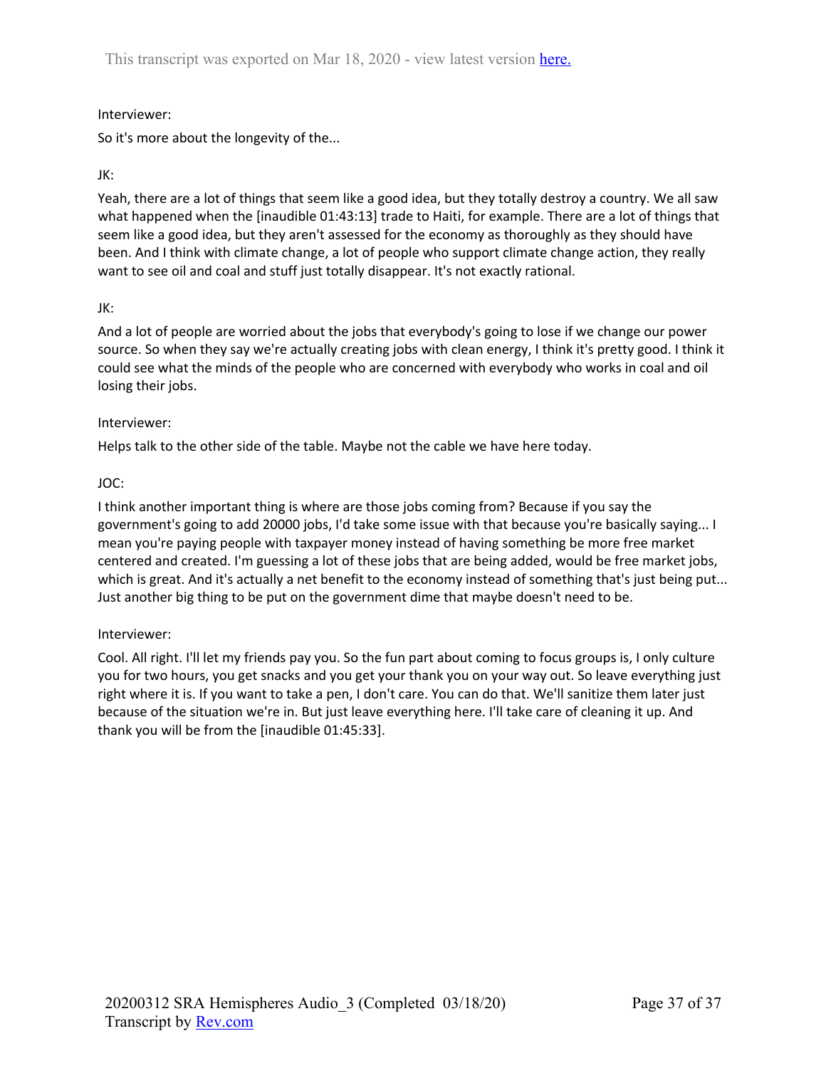Interviewer:

So it's more about the longevity of the...

JK:

Yeah, there are a lot of things that seem like a good idea, but they totally destroy a country. We all saw what happened when the [inaudible 01:43:13] trade to Haiti, for example. There are a lot of things that seem like a good idea, but they aren't assessed for the economy as thoroughly as they should have been. And I think with climate change, a lot of people who support climate change action, they really want to see oil and coal and stuff just totally disappear. It's not exactly rational.

JK:

And a lot of people are worried about the jobs that everybody's going to lose if we change our power source. So when they say we're actually creating jobs with clean energy, I think it's pretty good. I think it could see what the minds of the people who are concerned with everybody who works in coal and oil losing their jobs.

Interviewer:

Helps talk to the other side of the table. Maybe not the cable we have here today.

JOC:

I think another important thing is where are those jobs coming from? Because if you say the government's going to add 20000 jobs, I'd take some issue with that because you're basically saying... I mean you're paying people with taxpayer money instead of having something be more free market centered and created. I'm guessing a lot of these jobs that are being added, would be free market jobs, which is great. And it's actually a net benefit to the economy instead of something that's just being put... Just another big thing to be put on the government dime that maybe doesn't need to be.

Interviewer:

Cool. All right. I'll let my friends pay you. So the fun part about coming to focus groups is, I only culture you for two hours, you get snacks and you get your thank you on your way out. So leave everything just right where it is. If you want to take a pen, I don't care. You can do that. We'll sanitize them later just because of the situation we're in. But just leave everything here. I'll take care of cleaning it up. And thank you will be from the [inaudible 01:45:33].